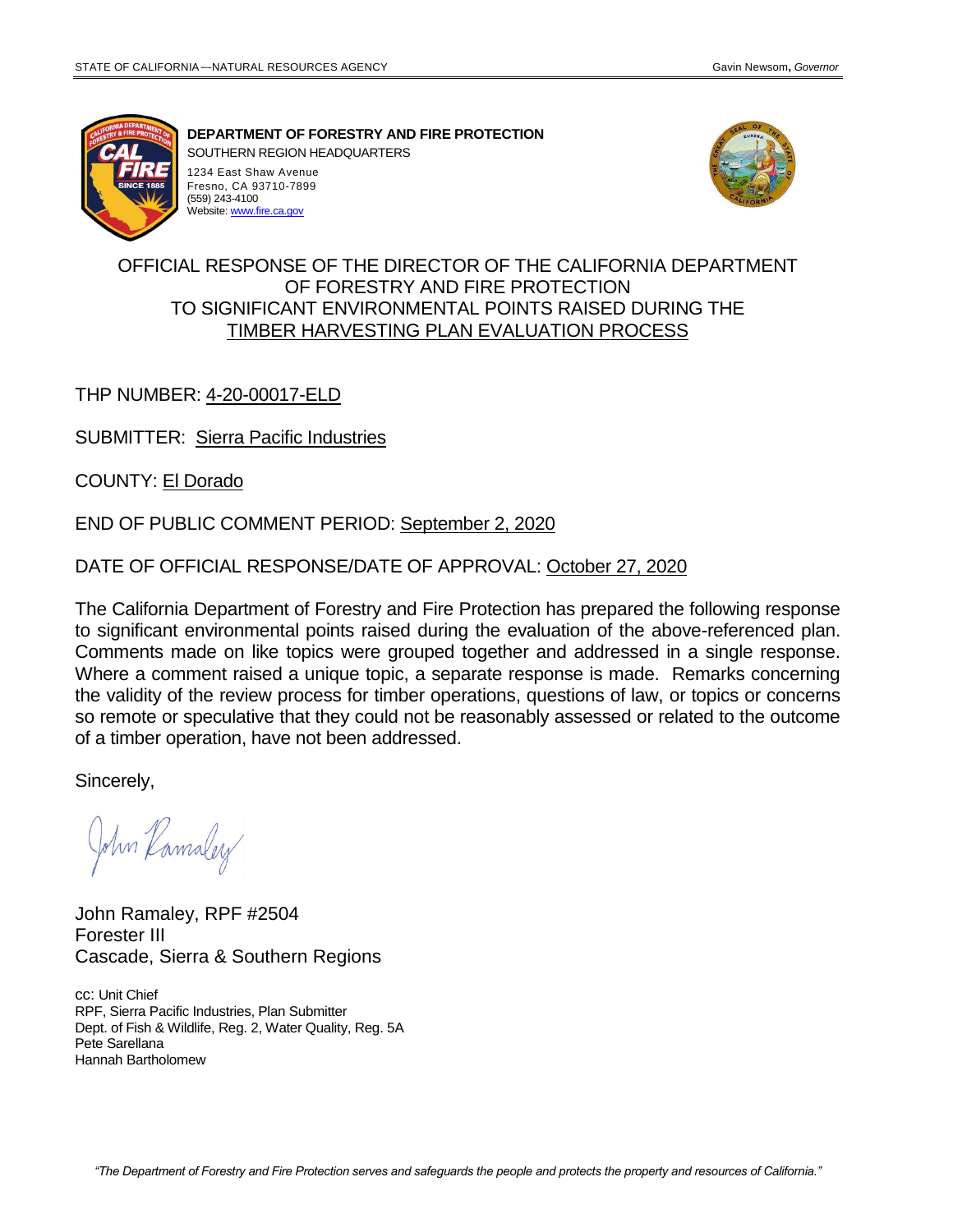STATE OF CALIFORNIA—NATURAL RESOURCES AGENCY — Gavin Newsom, *Governor*

**DEPARTMENT OF FORESTRY AND FIRE PROTECTION**
SOUTHERN REGION HEADQUARTERS
1234 East Shaw Avenue
Fresno, CA 93710-7899
(559) 243-4100
Website: www.fire.ca.gov

# OFFICIAL RESPONSE OF THE DIRECTOR OF THE CALIFORNIA DEPARTMENT OF FORESTRY AND FIRE PROTECTION TO SIGNIFICANT ENVIRONMENTAL POINTS RAISED DURING THE TIMBER HARVESTING PLAN EVALUATION PROCESS

THP NUMBER: 4-20-00017-ELD

SUBMITTER: Sierra Pacific Industries

COUNTY: El Dorado

END OF PUBLIC COMMENT PERIOD: September 2, 2020

DATE OF OFFICIAL RESPONSE/DATE OF APPROVAL: October 27, 2020

The California Department of Forestry and Fire Protection has prepared the following response to significant environmental points raised during the evaluation of the above-referenced plan. Comments made on like topics were grouped together and addressed in a single response. Where a comment raised a unique topic, a separate response is made. Remarks concerning the validity of the review process for timber operations, questions of law, or topics or concerns so remote or speculative that they could not be reasonably assessed or related to the outcome of a timber operation, have not been addressed.

Sincerely,

John Ramaley

John Ramaley, RPF #2504
Forester III
Cascade, Sierra & Southern Regions

cc: Unit Chief
RPF, Sierra Pacific Industries, Plan Submitter
Dept. of Fish & Wildlife, Reg. 2, Water Quality, Reg. 5A
Pete Sarellana
Hannah Bartholomew

*"The Department of Forestry and Fire Protection serves and safeguards the people and protects the property and resources of California."*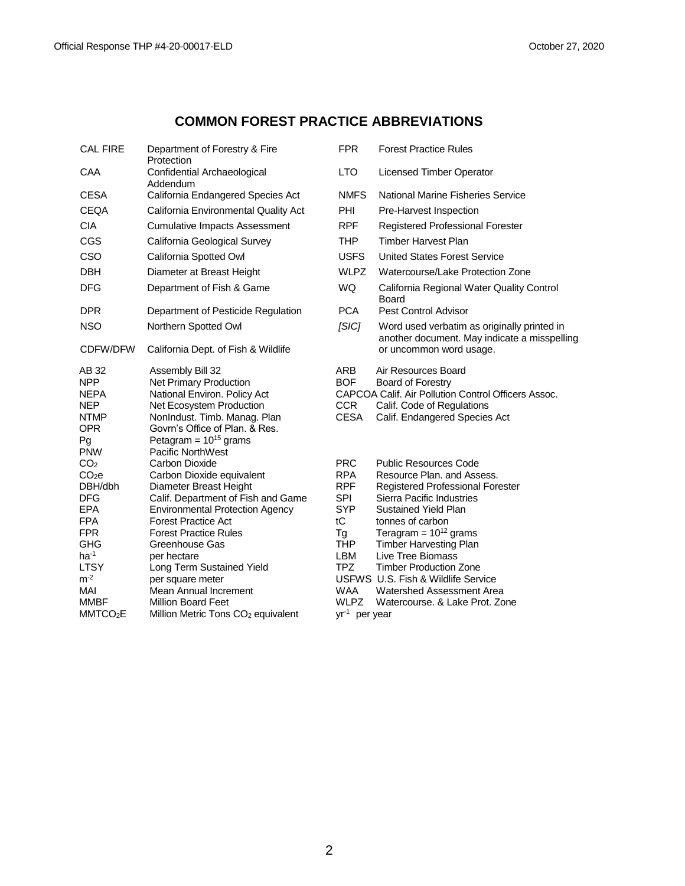## COMMON FOREST PRACTICE ABBREVIATIONS

| | | | |
|---|---|---|---|
| CAL FIRE | Department of Forestry & Fire Protection | FPR | Forest Practice Rules |
| CAA | Confidential Archaeological Addendum | LTO | Licensed Timber Operator |
| CESA | California Endangered Species Act | NMFS | National Marine Fisheries Service |
| CEQA | California Environmental Quality Act | PHI | Pre-Harvest Inspection |
| CIA | Cumulative Impacts Assessment | RPF | Registered Professional Forester |
| CGS | California Geological Survey | THP | Timber Harvest Plan |
| CSO | California Spotted Owl | USFS | United States Forest Service |
| DBH | Diameter at Breast Height | WLPZ | Watercourse/Lake Protection Zone |
| DFG | Department of Fish & Game | WQ | California Regional Water Quality Control Board |
| DPR | Department of Pesticide Regulation | PCA | Pest Control Advisor |
| NSO | Northern Spotted Owl | *[SIC]* | Word used verbatim as originally printed in another document. May indicate a misspelling or uncommon word usage. |
| CDFW/DFW | California Dept. of Fish & Wildlife | | |

| | | | |
|---|---|---|---|
| AB 32 | Assembly Bill 32 | ARB | Air Resources Board |
| NPP | Net Primary Production | BOF | Board of Forestry |
| NEPA | National Environ. Policy Act | CAPCOA | Calif. Air Pollution Control Officers Assoc. |
| NEP | Net Ecosystem Production | CCR | Calif. Code of Regulations |
| NTMP | NonIndust. Timb. Manag. Plan | CESA | Calif. Endangered Species Act |
| OPR | Govrn's Office of Plan. & Res. | | |
| Pg | Petagram = $10^{15}$ grams | | |
| PNW | Pacific NorthWest | | |
| $CO_2$ | Carbon Dioxide | PRC | Public Resources Code |
| $CO_2e$ | Carbon Dioxide equivalent | RPA | Resource Plan. and Assess. |
| DBH/dbh | Diameter Breast Height | RPF | Registered Professional Forester |
| DFG | Calif. Department of Fish and Game | SPI | Sierra Pacific Industries |
| EPA | Environmental Protection Agency | SYP | Sustained Yield Plan |
| FPA | Forest Practice Act | tC | tonnes of carbon |
| FPR | Forest Practice Rules | Tg | Teragram = $10^{12}$ grams |
| GHG | Greenhouse Gas | THP | Timber Harvesting Plan |
| $ha^{-1}$ | per hectare | LBM | Live Tree Biomass |
| LTSY | Long Term Sustained Yield | TPZ | Timber Production Zone |
| $m^{-2}$ | per square meter | USFWS | U.S. Fish & Wildlife Service |
| MAI | Mean Annual Increment | WAA | Watershed Assessment Area |
| MMBF | Million Board Feet | WLPZ | Watercourse. & Lake Prot. Zone |
| $MMTCO_2E$ | Million Metric Tons $CO_2$ equivalent | $yr^{-1}$ | per year |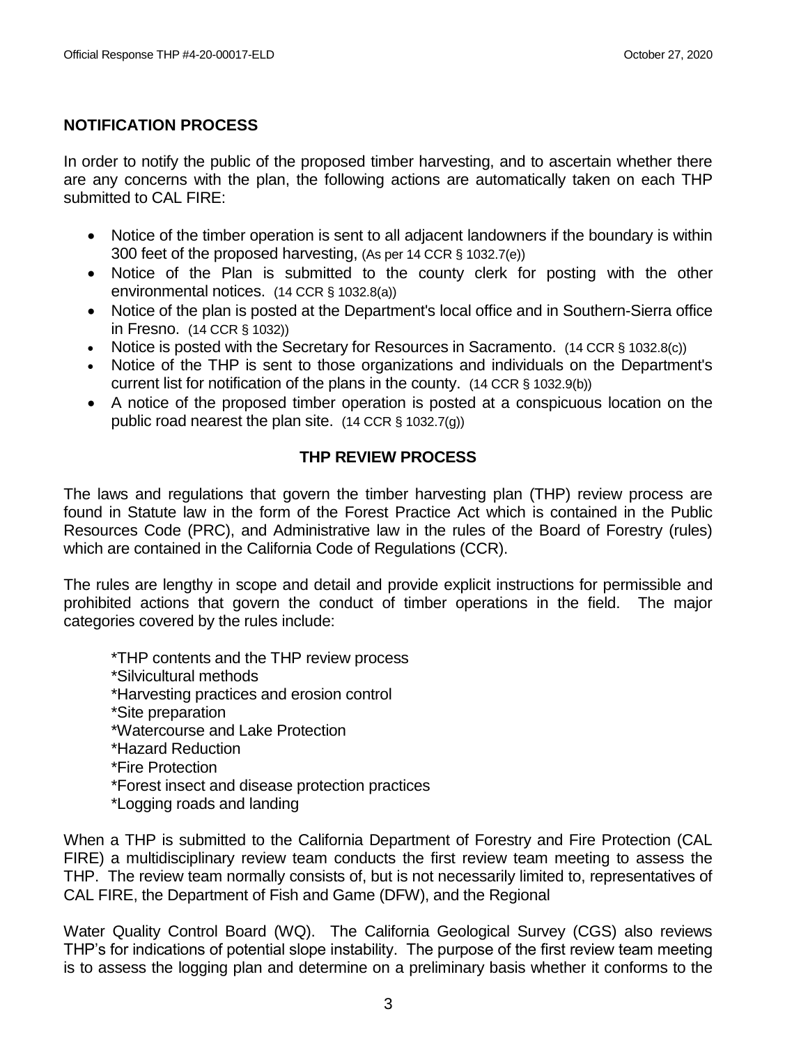## NOTIFICATION PROCESS

In order to notify the public of the proposed timber harvesting, and to ascertain whether there are any concerns with the plan, the following actions are automatically taken on each THP submitted to CAL FIRE:

- Notice of the timber operation is sent to all adjacent landowners if the boundary is within 300 feet of the proposed harvesting, (As per 14 CCR § 1032.7(e))
- Notice of the Plan is submitted to the county clerk for posting with the other environmental notices. (14 CCR § 1032.8(a))
- Notice of the plan is posted at the Department's local office and in Southern-Sierra office in Fresno. (14 CCR § 1032))
- Notice is posted with the Secretary for Resources in Sacramento. (14 CCR § 1032.8(c))
- Notice of the THP is sent to those organizations and individuals on the Department's current list for notification of the plans in the county. (14 CCR § 1032.9(b))
- A notice of the proposed timber operation is posted at a conspicuous location on the public road nearest the plan site. (14 CCR § 1032.7(g))

## THP REVIEW PROCESS

The laws and regulations that govern the timber harvesting plan (THP) review process are found in Statute law in the form of the Forest Practice Act which is contained in the Public Resources Code (PRC), and Administrative law in the rules of the Board of Forestry (rules) which are contained in the California Code of Regulations (CCR).

The rules are lengthy in scope and detail and provide explicit instructions for permissible and prohibited actions that govern the conduct of timber operations in the field. The major categories covered by the rules include:

*THP contents and the THP review process
*Silvicultural methods
*Harvesting practices and erosion control
*Site preparation
*Watercourse and Lake Protection
*Hazard Reduction
*Fire Protection
*Forest insect and disease protection practices
*Logging roads and landing

When a THP is submitted to the California Department of Forestry and Fire Protection (CAL FIRE) a multidisciplinary review team conducts the first review team meeting to assess the THP. The review team normally consists of, but is not necessarily limited to, representatives of CAL FIRE, the Department of Fish and Game (DFW), and the Regional

Water Quality Control Board (WQ). The California Geological Survey (CGS) also reviews THP's for indications of potential slope instability. The purpose of the first review team meeting is to assess the logging plan and determine on a preliminary basis whether it conforms to the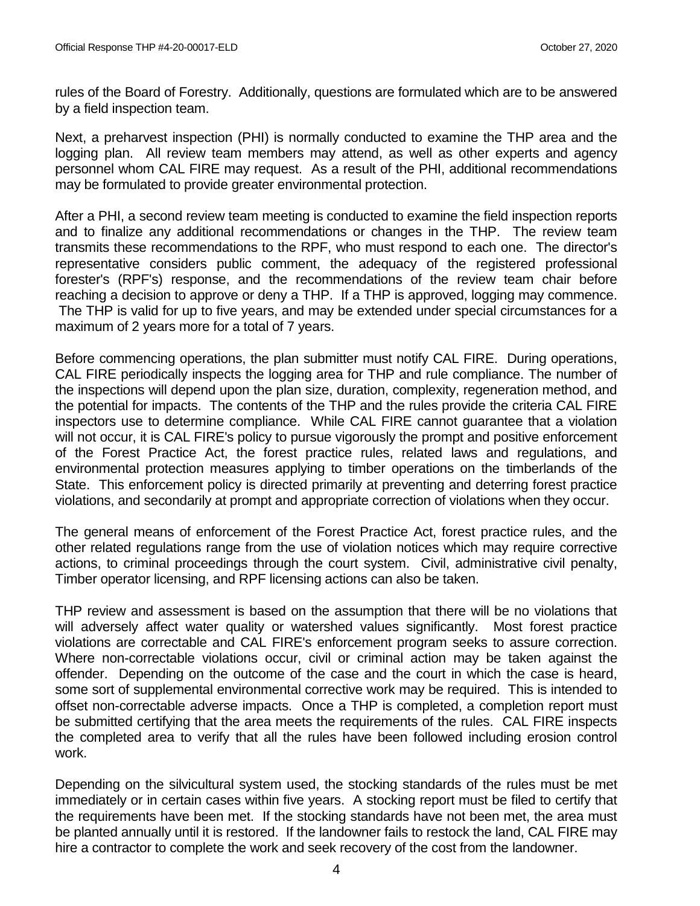rules of the Board of Forestry. Additionally, questions are formulated which are to be answered by a field inspection team.

Next, a preharvest inspection (PHI) is normally conducted to examine the THP area and the logging plan. All review team members may attend, as well as other experts and agency personnel whom CAL FIRE may request. As a result of the PHI, additional recommendations may be formulated to provide greater environmental protection.

After a PHI, a second review team meeting is conducted to examine the field inspection reports and to finalize any additional recommendations or changes in the THP. The review team transmits these recommendations to the RPF, who must respond to each one. The director's representative considers public comment, the adequacy of the registered professional forester's (RPF's) response, and the recommendations of the review team chair before reaching a decision to approve or deny a THP. If a THP is approved, logging may commence. The THP is valid for up to five years, and may be extended under special circumstances for a maximum of 2 years more for a total of 7 years.

Before commencing operations, the plan submitter must notify CAL FIRE. During operations, CAL FIRE periodically inspects the logging area for THP and rule compliance. The number of the inspections will depend upon the plan size, duration, complexity, regeneration method, and the potential for impacts. The contents of the THP and the rules provide the criteria CAL FIRE inspectors use to determine compliance. While CAL FIRE cannot guarantee that a violation will not occur, it is CAL FIRE's policy to pursue vigorously the prompt and positive enforcement of the Forest Practice Act, the forest practice rules, related laws and regulations, and environmental protection measures applying to timber operations on the timberlands of the State. This enforcement policy is directed primarily at preventing and deterring forest practice violations, and secondarily at prompt and appropriate correction of violations when they occur.

The general means of enforcement of the Forest Practice Act, forest practice rules, and the other related regulations range from the use of violation notices which may require corrective actions, to criminal proceedings through the court system. Civil, administrative civil penalty, Timber operator licensing, and RPF licensing actions can also be taken.

THP review and assessment is based on the assumption that there will be no violations that will adversely affect water quality or watershed values significantly. Most forest practice violations are correctable and CAL FIRE's enforcement program seeks to assure correction. Where non-correctable violations occur, civil or criminal action may be taken against the offender. Depending on the outcome of the case and the court in which the case is heard, some sort of supplemental environmental corrective work may be required. This is intended to offset non-correctable adverse impacts. Once a THP is completed, a completion report must be submitted certifying that the area meets the requirements of the rules. CAL FIRE inspects the completed area to verify that all the rules have been followed including erosion control work.

Depending on the silvicultural system used, the stocking standards of the rules must be met immediately or in certain cases within five years. A stocking report must be filed to certify that the requirements have been met. If the stocking standards have not been met, the area must be planted annually until it is restored. If the landowner fails to restock the land, CAL FIRE may hire a contractor to complete the work and seek recovery of the cost from the landowner.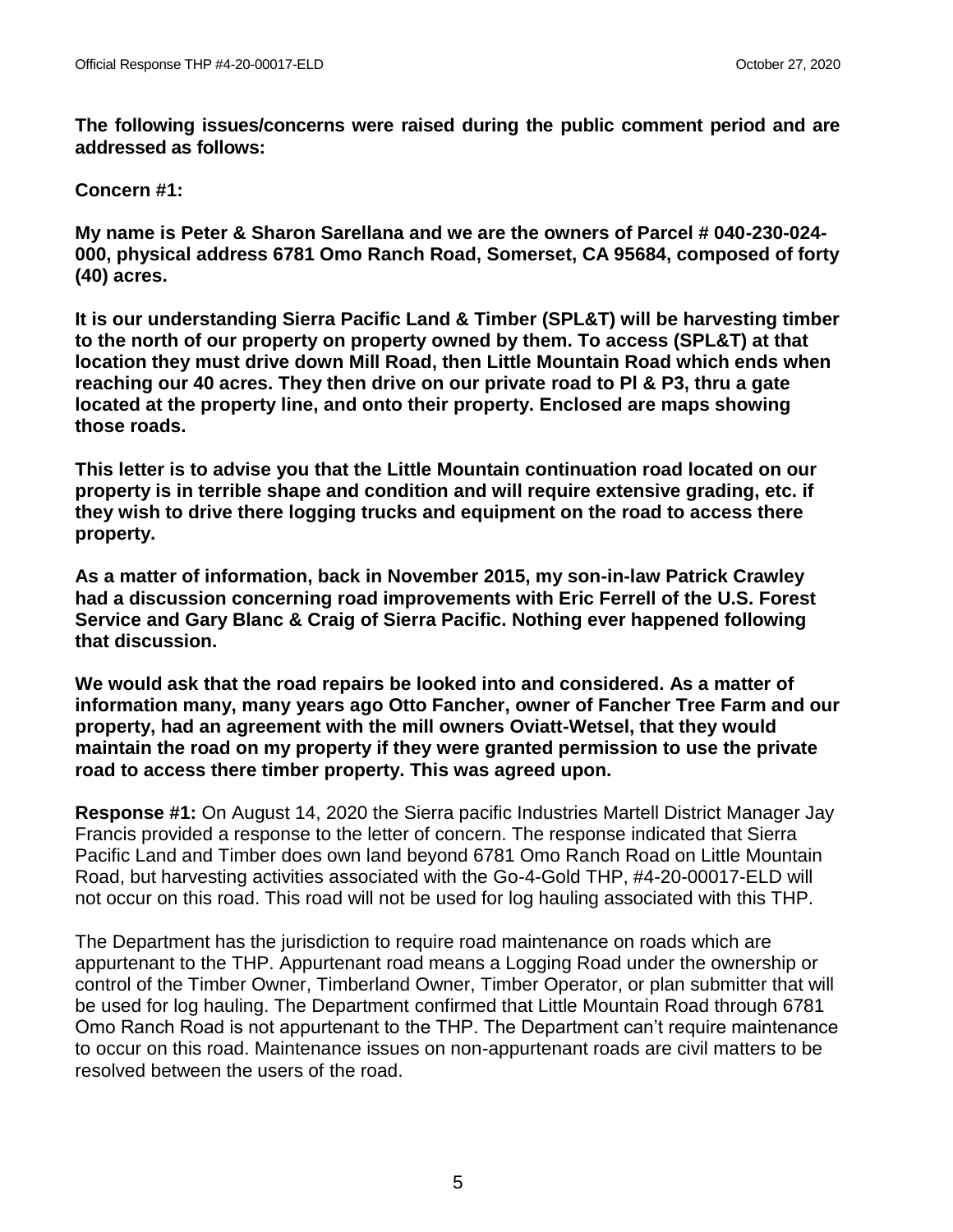**The following issues/concerns were raised during the public comment period and are addressed as follows:**

**Concern #1:**

**My name is Peter & Sharon Sarellana and we are the owners of Parcel # 040-230-024-000, physical address 6781 Omo Ranch Road, Somerset, CA 95684, composed of forty (40) acres.**

**It is our understanding Sierra Pacific Land & Timber (SPL&T) will be harvesting timber to the north of our property on property owned by them. To access (SPL&T) at that location they must drive down Mill Road, then Little Mountain Road which ends when reaching our 40 acres. They then drive on our private road to Pl & P3, thru a gate located at the property line, and onto their property. Enclosed are maps showing those roads.**

**This letter is to advise you that the Little Mountain continuation road located on our property is in terrible shape and condition and will require extensive grading, etc. if they wish to drive there logging trucks and equipment on the road to access there property.**

**As a matter of information, back in November 2015, my son-in-law Patrick Crawley had a discussion concerning road improvements with Eric Ferrell of the U.S. Forest Service and Gary Blanc & Craig of Sierra Pacific. Nothing ever happened following that discussion.**

**We would ask that the road repairs be looked into and considered. As a matter of information many, many years ago Otto Fancher, owner of Fancher Tree Farm and our property, had an agreement with the mill owners Oviatt-Wetsel, that they would maintain the road on my property if they were granted permission to use the private road to access there timber property. This was agreed upon.**

**Response #1:** On August 14, 2020 the Sierra pacific Industries Martell District Manager Jay Francis provided a response to the letter of concern. The response indicated that Sierra Pacific Land and Timber does own land beyond 6781 Omo Ranch Road on Little Mountain Road, but harvesting activities associated with the Go-4-Gold THP, #4-20-00017-ELD will not occur on this road. This road will not be used for log hauling associated with this THP.

The Department has the jurisdiction to require road maintenance on roads which are appurtenant to the THP. Appurtenant road means a Logging Road under the ownership or control of the Timber Owner, Timberland Owner, Timber Operator, or plan submitter that will be used for log hauling. The Department confirmed that Little Mountain Road through 6781 Omo Ranch Road is not appurtenant to the THP. The Department can't require maintenance to occur on this road. Maintenance issues on non-appurtenant roads are civil matters to be resolved between the users of the road.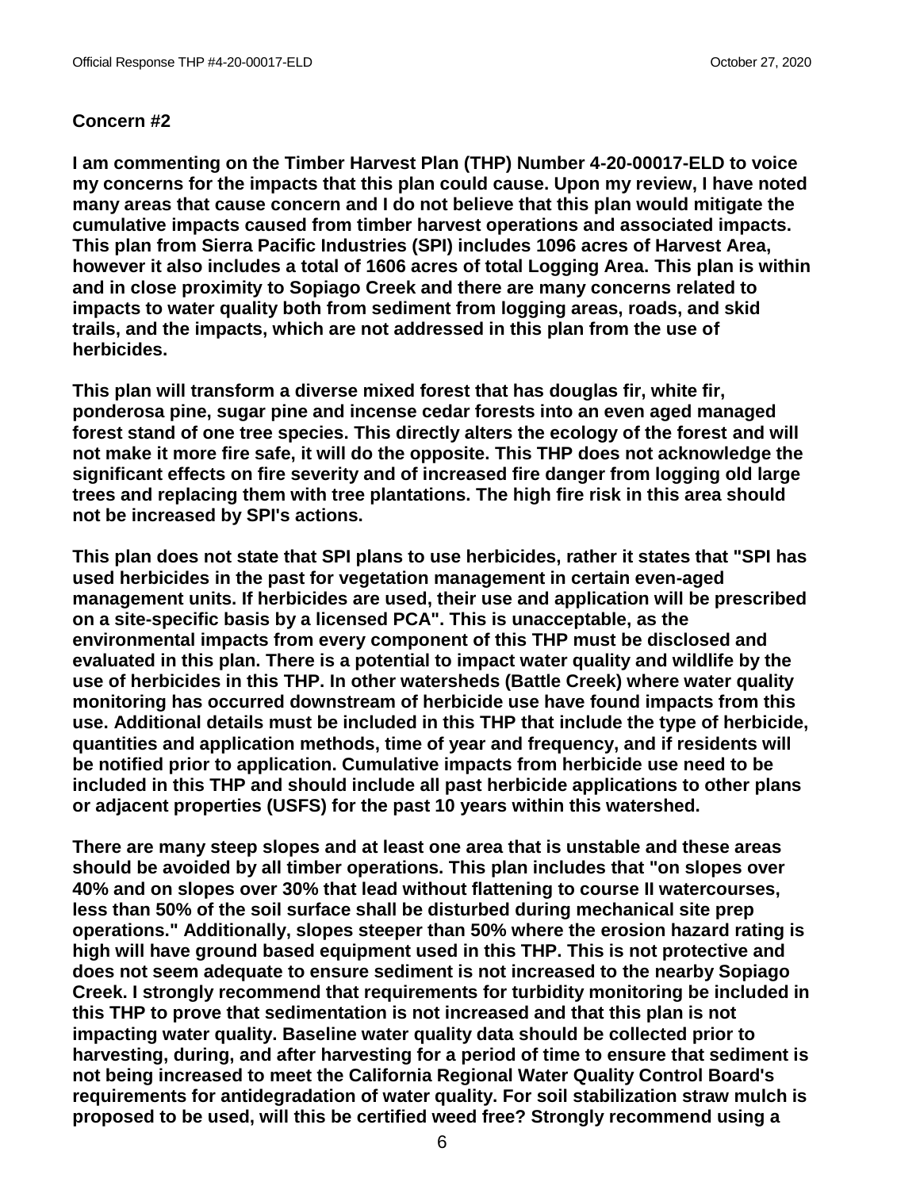**Concern #2**

**I am commenting on the Timber Harvest Plan (THP) Number 4-20-00017-ELD to voice my concerns for the impacts that this plan could cause. Upon my review, I have noted many areas that cause concern and I do not believe that this plan would mitigate the cumulative impacts caused from timber harvest operations and associated impacts. This plan from Sierra Pacific Industries (SPI) includes 1096 acres of Harvest Area, however it also includes a total of 1606 acres of total Logging Area. This plan is within and in close proximity to Sopiago Creek and there are many concerns related to impacts to water quality both from sediment from logging areas, roads, and skid trails, and the impacts, which are not addressed in this plan from the use of herbicides.**

**This plan will transform a diverse mixed forest that has douglas fir, white fir, ponderosa pine, sugar pine and incense cedar forests into an even aged managed forest stand of one tree species. This directly alters the ecology of the forest and will not make it more fire safe, it will do the opposite. This THP does not acknowledge the significant effects on fire severity and of increased fire danger from logging old large trees and replacing them with tree plantations. The high fire risk in this area should not be increased by SPI's actions.**

**This plan does not state that SPI plans to use herbicides, rather it states that "SPI has used herbicides in the past for vegetation management in certain even-aged management units. If herbicides are used, their use and application will be prescribed on a site-specific basis by a licensed PCA". This is unacceptable, as the environmental impacts from every component of this THP must be disclosed and evaluated in this plan. There is a potential to impact water quality and wildlife by the use of herbicides in this THP. In other watersheds (Battle Creek) where water quality monitoring has occurred downstream of herbicide use have found impacts from this use. Additional details must be included in this THP that include the type of herbicide, quantities and application methods, time of year and frequency, and if residents will be notified prior to application. Cumulative impacts from herbicide use need to be included in this THP and should include all past herbicide applications to other plans or adjacent properties (USFS) for the past 10 years within this watershed.**

**There are many steep slopes and at least one area that is unstable and these areas should be avoided by all timber operations. This plan includes that "on slopes over 40% and on slopes over 30% that lead without flattening to course II watercourses, less than 50% of the soil surface shall be disturbed during mechanical site prep operations." Additionally, slopes steeper than 50% where the erosion hazard rating is high will have ground based equipment used in this THP. This is not protective and does not seem adequate to ensure sediment is not increased to the nearby Sopiago Creek. I strongly recommend that requirements for turbidity monitoring be included in this THP to prove that sedimentation is not increased and that this plan is not impacting water quality. Baseline water quality data should be collected prior to harvesting, during, and after harvesting for a period of time to ensure that sediment is not being increased to meet the California Regional Water Quality Control Board's requirements for antidegradation of water quality. For soil stabilization straw mulch is proposed to be used, will this be certified weed free? Strongly recommend using a**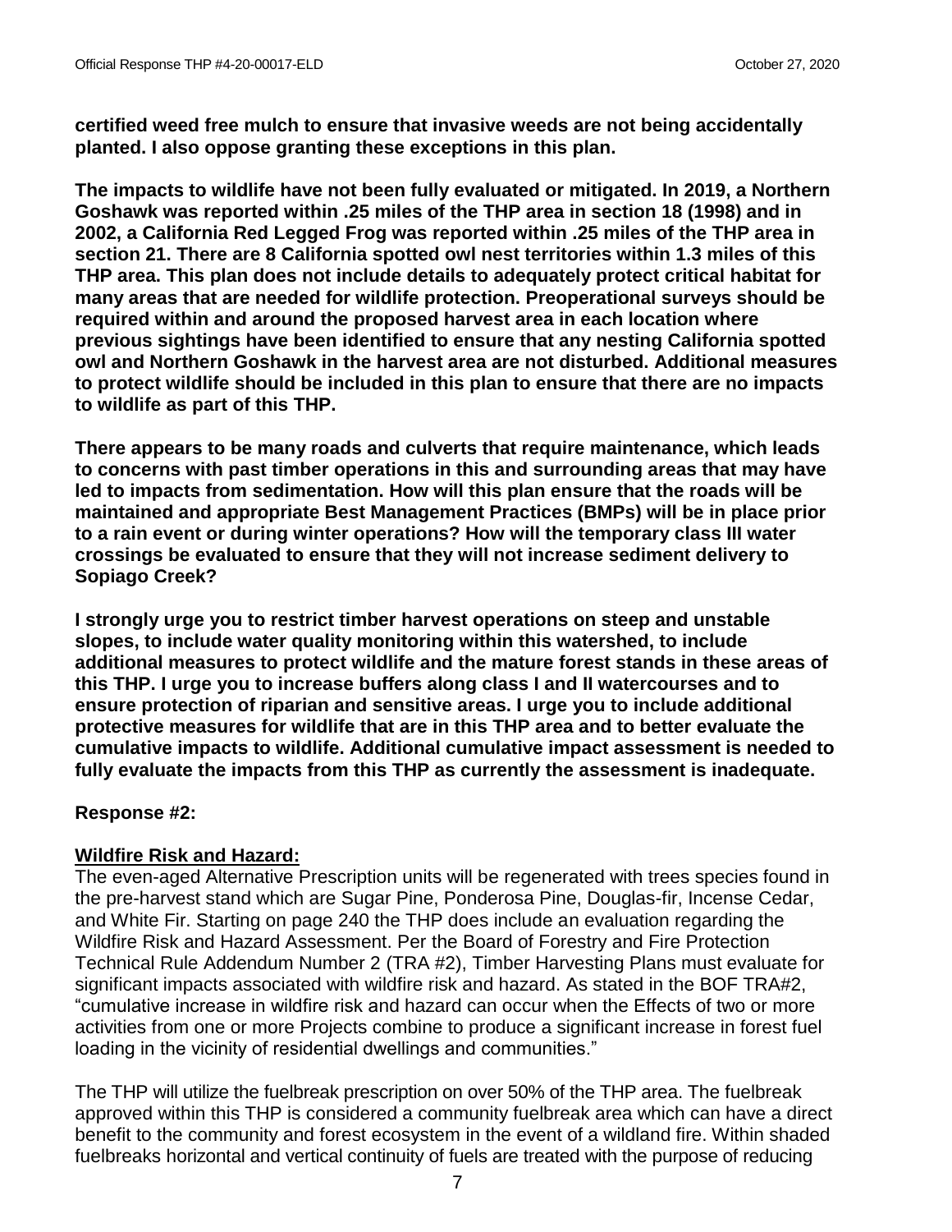**certified weed free mulch to ensure that invasive weeds are not being accidentally planted. I also oppose granting these exceptions in this plan.**

**The impacts to wildlife have not been fully evaluated or mitigated. In 2019, a Northern Goshawk was reported within .25 miles of the THP area in section 18 (1998) and in 2002, a California Red Legged Frog was reported within .25 miles of the THP area in section 21. There are 8 California spotted owl nest territories within 1.3 miles of this THP area. This plan does not include details to adequately protect critical habitat for many areas that are needed for wildlife protection. Preoperational surveys should be required within and around the proposed harvest area in each location where previous sightings have been identified to ensure that any nesting California spotted owl and Northern Goshawk in the harvest area are not disturbed. Additional measures to protect wildlife should be included in this plan to ensure that there are no impacts to wildlife as part of this THP.**

**There appears to be many roads and culverts that require maintenance, which leads to concerns with past timber operations in this and surrounding areas that may have led to impacts from sedimentation. How will this plan ensure that the roads will be maintained and appropriate Best Management Practices (BMPs) will be in place prior to a rain event or during winter operations? How will the temporary class III water crossings be evaluated to ensure that they will not increase sediment delivery to Sopiago Creek?**

**I strongly urge you to restrict timber harvest operations on steep and unstable slopes, to include water quality monitoring within this watershed, to include additional measures to protect wildlife and the mature forest stands in these areas of this THP. I urge you to increase buffers along class I and II watercourses and to ensure protection of riparian and sensitive areas. I urge you to include additional protective measures for wildlife that are in this THP area and to better evaluate the cumulative impacts to wildlife. Additional cumulative impact assessment is needed to fully evaluate the impacts from this THP as currently the assessment is inadequate.**

**Response #2:**

**Wildfire Risk and Hazard:**

The even-aged Alternative Prescription units will be regenerated with trees species found in the pre-harvest stand which are Sugar Pine, Ponderosa Pine, Douglas-fir, Incense Cedar, and White Fir. Starting on page 240 the THP does include an evaluation regarding the Wildfire Risk and Hazard Assessment. Per the Board of Forestry and Fire Protection Technical Rule Addendum Number 2 (TRA #2), Timber Harvesting Plans must evaluate for significant impacts associated with wildfire risk and hazard. As stated in the BOF TRA#2, "cumulative increase in wildfire risk and hazard can occur when the Effects of two or more activities from one or more Projects combine to produce a significant increase in forest fuel loading in the vicinity of residential dwellings and communities."

The THP will utilize the fuelbreak prescription on over 50% of the THP area. The fuelbreak approved within this THP is considered a community fuelbreak area which can have a direct benefit to the community and forest ecosystem in the event of a wildland fire. Within shaded fuelbreaks horizontal and vertical continuity of fuels are treated with the purpose of reducing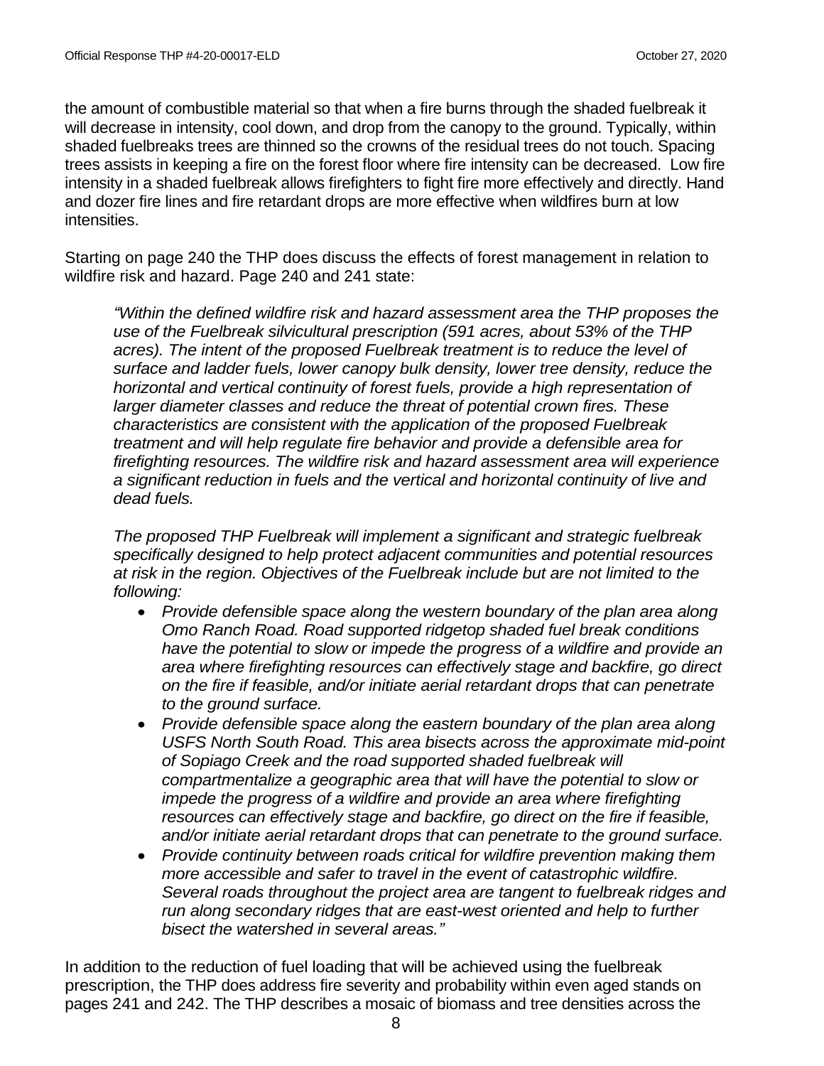the amount of combustible material so that when a fire burns through the shaded fuelbreak it will decrease in intensity, cool down, and drop from the canopy to the ground. Typically, within shaded fuelbreaks trees are thinned so the crowns of the residual trees do not touch. Spacing trees assists in keeping a fire on the forest floor where fire intensity can be decreased. Low fire intensity in a shaded fuelbreak allows firefighters to fight fire more effectively and directly. Hand and dozer fire lines and fire retardant drops are more effective when wildfires burn at low intensities.

Starting on page 240 the THP does discuss the effects of forest management in relation to wildfire risk and hazard. Page 240 and 241 state:

> *"Within the defined wildfire risk and hazard assessment area the THP proposes the use of the Fuelbreak silvicultural prescription (591 acres, about 53% of the THP acres). The intent of the proposed Fuelbreak treatment is to reduce the level of surface and ladder fuels, lower canopy bulk density, lower tree density, reduce the horizontal and vertical continuity of forest fuels, provide a high representation of larger diameter classes and reduce the threat of potential crown fires. These characteristics are consistent with the application of the proposed Fuelbreak treatment and will help regulate fire behavior and provide a defensible area for firefighting resources. The wildfire risk and hazard assessment area will experience a significant reduction in fuels and the vertical and horizontal continuity of live and dead fuels.*
>
> *The proposed THP Fuelbreak will implement a significant and strategic fuelbreak specifically designed to help protect adjacent communities and potential resources at risk in the region. Objectives of the Fuelbreak include but are not limited to the following:*
>
> - *Provide defensible space along the western boundary of the plan area along Omo Ranch Road. Road supported ridgetop shaded fuel break conditions have the potential to slow or impede the progress of a wildfire and provide an area where firefighting resources can effectively stage and backfire, go direct on the fire if feasible, and/or initiate aerial retardant drops that can penetrate to the ground surface.*
> - *Provide defensible space along the eastern boundary of the plan area along USFS North South Road. This area bisects across the approximate mid-point of Sopiago Creek and the road supported shaded fuelbreak will compartmentalize a geographic area that will have the potential to slow or impede the progress of a wildfire and provide an area where firefighting resources can effectively stage and backfire, go direct on the fire if feasible, and/or initiate aerial retardant drops that can penetrate to the ground surface.*
> - *Provide continuity between roads critical for wildfire prevention making them more accessible and safer to travel in the event of catastrophic wildfire. Several roads throughout the project area are tangent to fuelbreak ridges and run along secondary ridges that are east-west oriented and help to further bisect the watershed in several areas."*

In addition to the reduction of fuel loading that will be achieved using the fuelbreak prescription, the THP does address fire severity and probability within even aged stands on pages 241 and 242. The THP describes a mosaic of biomass and tree densities across the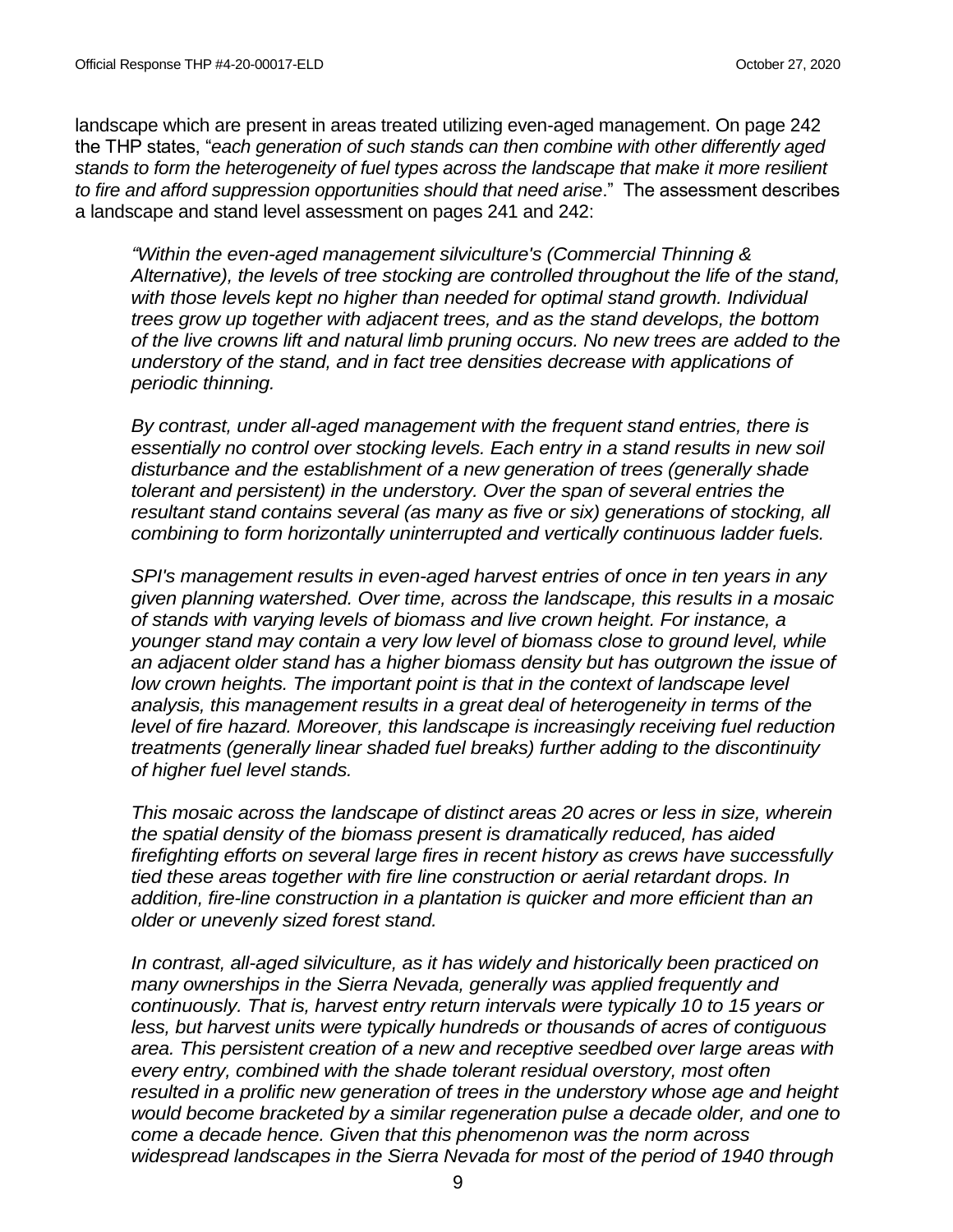landscape which are present in areas treated utilizing even-aged management. On page 242 the THP states, "*each generation of such stands can then combine with other differently aged stands to form the heterogeneity of fuel types across the landscape that make it more resilient to fire and afford suppression opportunities should that need arise*." The assessment describes a landscape and stand level assessment on pages 241 and 242:

> *"Within the even-aged management silviculture's (Commercial Thinning & Alternative), the levels of tree stocking are controlled throughout the life of the stand, with those levels kept no higher than needed for optimal stand growth. Individual trees grow up together with adjacent trees, and as the stand develops, the bottom of the live crowns lift and natural limb pruning occurs. No new trees are added to the understory of the stand, and in fact tree densities decrease with applications of periodic thinning.*
>
> *By contrast, under all-aged management with the frequent stand entries, there is essentially no control over stocking levels. Each entry in a stand results in new soil disturbance and the establishment of a new generation of trees (generally shade tolerant and persistent) in the understory. Over the span of several entries the resultant stand contains several (as many as five or six) generations of stocking, all combining to form horizontally uninterrupted and vertically continuous ladder fuels.*
>
> *SPI's management results in even-aged harvest entries of once in ten years in any given planning watershed. Over time, across the landscape, this results in a mosaic of stands with varying levels of biomass and live crown height. For instance, a younger stand may contain a very low level of biomass close to ground level, while an adjacent older stand has a higher biomass density but has outgrown the issue of low crown heights. The important point is that in the context of landscape level analysis, this management results in a great deal of heterogeneity in terms of the level of fire hazard. Moreover, this landscape is increasingly receiving fuel reduction treatments (generally linear shaded fuel breaks) further adding to the discontinuity of higher fuel level stands.*
>
> *This mosaic across the landscape of distinct areas 20 acres or less in size, wherein the spatial density of the biomass present is dramatically reduced, has aided firefighting efforts on several large fires in recent history as crews have successfully tied these areas together with fire line construction or aerial retardant drops. In addition, fire-line construction in a plantation is quicker and more efficient than an older or unevenly sized forest stand.*
>
> *In contrast, all-aged silviculture, as it has widely and historically been practiced on many ownerships in the Sierra Nevada, generally was applied frequently and continuously. That is, harvest entry return intervals were typically 10 to 15 years or less, but harvest units were typically hundreds or thousands of acres of contiguous area. This persistent creation of a new and receptive seedbed over large areas with every entry, combined with the shade tolerant residual overstory, most often resulted in a prolific new generation of trees in the understory whose age and height would become bracketed by a similar regeneration pulse a decade older, and one to come a decade hence. Given that this phenomenon was the norm across widespread landscapes in the Sierra Nevada for most of the period of 1940 through*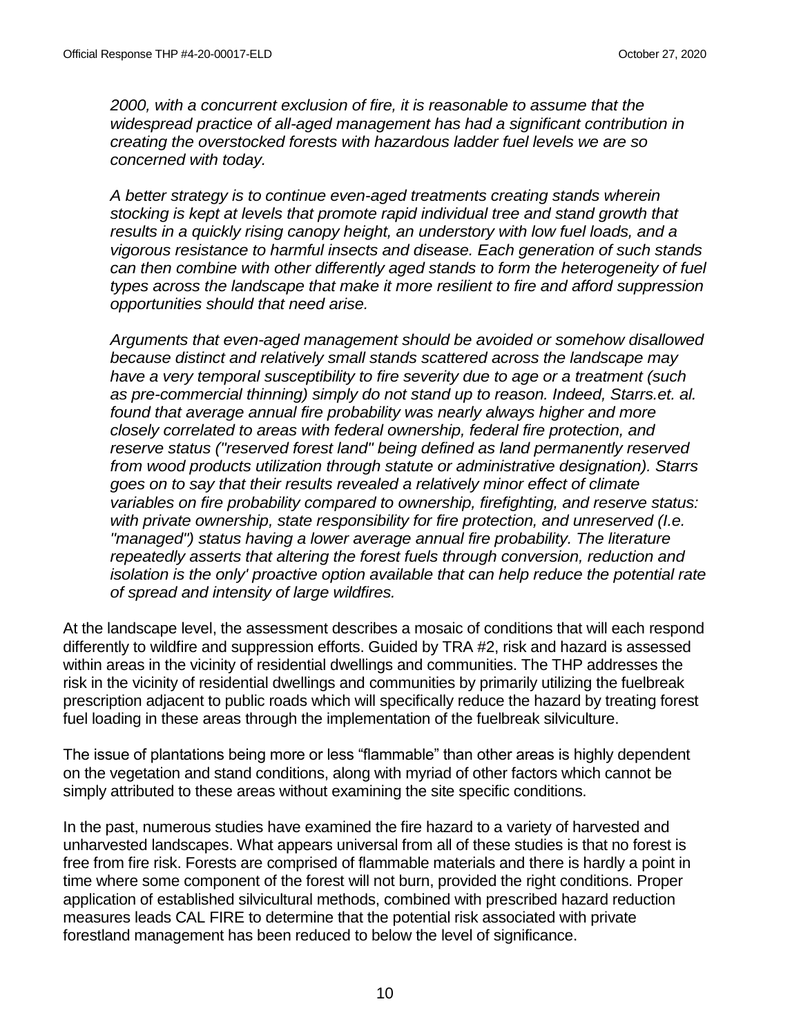*2000, with a concurrent exclusion of fire, it is reasonable to assume that the widespread practice of all-aged management has had a significant contribution in creating the overstocked forests with hazardous ladder fuel levels we are so concerned with today.*

*A better strategy is to continue even-aged treatments creating stands wherein stocking is kept at levels that promote rapid individual tree and stand growth that results in a quickly rising canopy height, an understory with low fuel loads, and a vigorous resistance to harmful insects and disease. Each generation of such stands can then combine with other differently aged stands to form the heterogeneity of fuel types across the landscape that make it more resilient to fire and afford suppression opportunities should that need arise.*

*Arguments that even-aged management should be avoided or somehow disallowed because distinct and relatively small stands scattered across the landscape may have a very temporal susceptibility to fire severity due to age or a treatment (such as pre-commercial thinning) simply do not stand up to reason. Indeed, Starrs.et. al. found that average annual fire probability was nearly always higher and more closely correlated to areas with federal ownership, federal fire protection, and reserve status ("reserved forest land" being defined as land permanently reserved from wood products utilization through statute or administrative designation). Starrs goes on to say that their results revealed a relatively minor effect of climate variables on fire probability compared to ownership, firefighting, and reserve status: with private ownership, state responsibility for fire protection, and unreserved (I.e. "managed") status having a lower average annual fire probability. The literature repeatedly asserts that altering the forest fuels through conversion, reduction and isolation is the only' proactive option available that can help reduce the potential rate of spread and intensity of large wildfires.*

At the landscape level, the assessment describes a mosaic of conditions that will each respond differently to wildfire and suppression efforts. Guided by TRA #2, risk and hazard is assessed within areas in the vicinity of residential dwellings and communities. The THP addresses the risk in the vicinity of residential dwellings and communities by primarily utilizing the fuelbreak prescription adjacent to public roads which will specifically reduce the hazard by treating forest fuel loading in these areas through the implementation of the fuelbreak silviculture.

The issue of plantations being more or less "flammable" than other areas is highly dependent on the vegetation and stand conditions, along with myriad of other factors which cannot be simply attributed to these areas without examining the site specific conditions.

In the past, numerous studies have examined the fire hazard to a variety of harvested and unharvested landscapes. What appears universal from all of these studies is that no forest is free from fire risk. Forests are comprised of flammable materials and there is hardly a point in time where some component of the forest will not burn, provided the right conditions. Proper application of established silvicultural methods, combined with prescribed hazard reduction measures leads CAL FIRE to determine that the potential risk associated with private forestland management has been reduced to below the level of significance.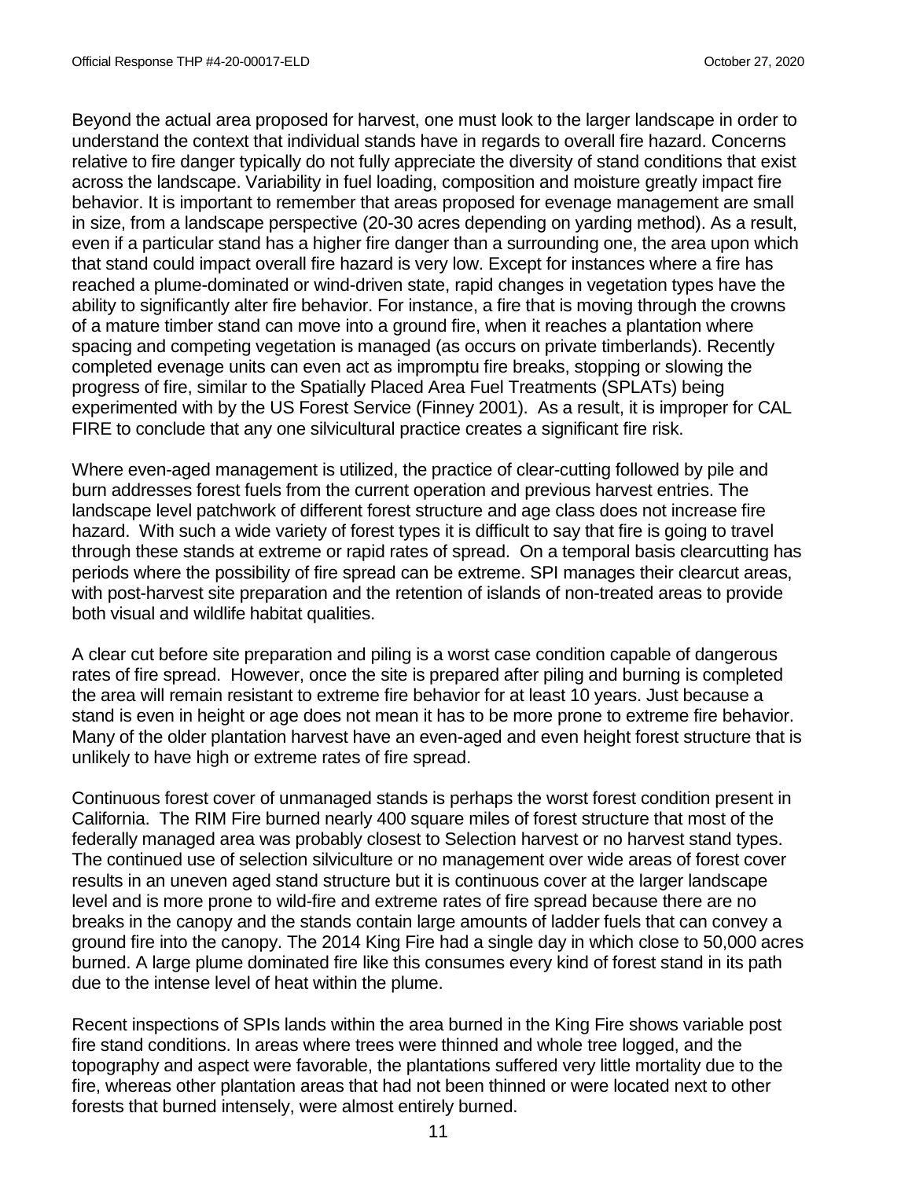Beyond the actual area proposed for harvest, one must look to the larger landscape in order to understand the context that individual stands have in regards to overall fire hazard. Concerns relative to fire danger typically do not fully appreciate the diversity of stand conditions that exist across the landscape. Variability in fuel loading, composition and moisture greatly impact fire behavior. It is important to remember that areas proposed for evenage management are small in size, from a landscape perspective (20-30 acres depending on yarding method). As a result, even if a particular stand has a higher fire danger than a surrounding one, the area upon which that stand could impact overall fire hazard is very low. Except for instances where a fire has reached a plume-dominated or wind-driven state, rapid changes in vegetation types have the ability to significantly alter fire behavior. For instance, a fire that is moving through the crowns of a mature timber stand can move into a ground fire, when it reaches a plantation where spacing and competing vegetation is managed (as occurs on private timberlands). Recently completed evenage units can even act as impromptu fire breaks, stopping or slowing the progress of fire, similar to the Spatially Placed Area Fuel Treatments (SPLATs) being experimented with by the US Forest Service (Finney 2001). As a result, it is improper for CAL FIRE to conclude that any one silvicultural practice creates a significant fire risk.

Where even-aged management is utilized, the practice of clear-cutting followed by pile and burn addresses forest fuels from the current operation and previous harvest entries. The landscape level patchwork of different forest structure and age class does not increase fire hazard. With such a wide variety of forest types it is difficult to say that fire is going to travel through these stands at extreme or rapid rates of spread. On a temporal basis clearcutting has periods where the possibility of fire spread can be extreme. SPI manages their clearcut areas, with post-harvest site preparation and the retention of islands of non-treated areas to provide both visual and wildlife habitat qualities.

A clear cut before site preparation and piling is a worst case condition capable of dangerous rates of fire spread. However, once the site is prepared after piling and burning is completed the area will remain resistant to extreme fire behavior for at least 10 years. Just because a stand is even in height or age does not mean it has to be more prone to extreme fire behavior. Many of the older plantation harvest have an even-aged and even height forest structure that is unlikely to have high or extreme rates of fire spread.

Continuous forest cover of unmanaged stands is perhaps the worst forest condition present in California. The RIM Fire burned nearly 400 square miles of forest structure that most of the federally managed area was probably closest to Selection harvest or no harvest stand types. The continued use of selection silviculture or no management over wide areas of forest cover results in an uneven aged stand structure but it is continuous cover at the larger landscape level and is more prone to wild-fire and extreme rates of fire spread because there are no breaks in the canopy and the stands contain large amounts of ladder fuels that can convey a ground fire into the canopy. The 2014 King Fire had a single day in which close to 50,000 acres burned. A large plume dominated fire like this consumes every kind of forest stand in its path due to the intense level of heat within the plume.

Recent inspections of SPIs lands within the area burned in the King Fire shows variable post fire stand conditions. In areas where trees were thinned and whole tree logged, and the topography and aspect were favorable, the plantations suffered very little mortality due to the fire, whereas other plantation areas that had not been thinned or were located next to other forests that burned intensely, were almost entirely burned.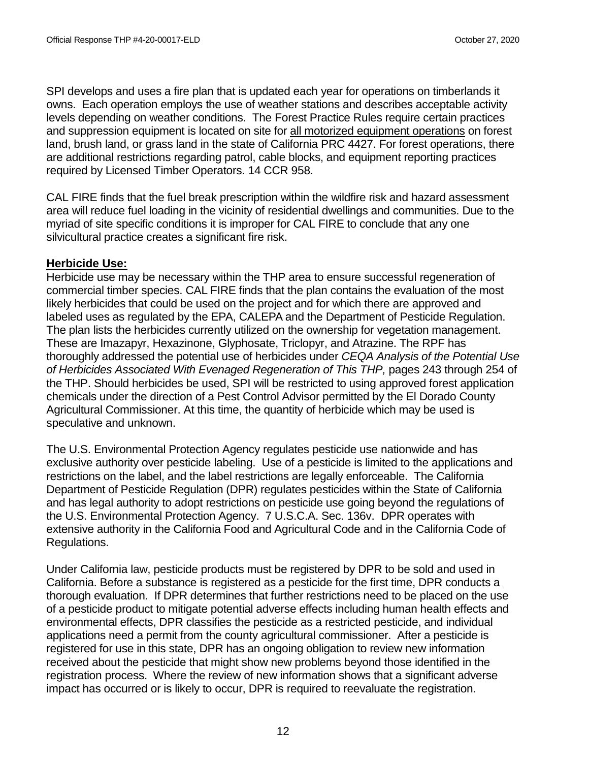SPI develops and uses a fire plan that is updated each year for operations on timberlands it owns. Each operation employs the use of weather stations and describes acceptable activity levels depending on weather conditions. The Forest Practice Rules require certain practices and suppression equipment is located on site for <u>all motorized equipment operations</u> on forest land, brush land, or grass land in the state of California PRC 4427. For forest operations, there are additional restrictions regarding patrol, cable blocks, and equipment reporting practices required by Licensed Timber Operators. 14 CCR 958.

CAL FIRE finds that the fuel break prescription within the wildfire risk and hazard assessment area will reduce fuel loading in the vicinity of residential dwellings and communities. Due to the myriad of site specific conditions it is improper for CAL FIRE to conclude that any one silvicultural practice creates a significant fire risk.

**<u>Herbicide Use:</u>**

Herbicide use may be necessary within the THP area to ensure successful regeneration of commercial timber species. CAL FIRE finds that the plan contains the evaluation of the most likely herbicides that could be used on the project and for which there are approved and labeled uses as regulated by the EPA, CALEPA and the Department of Pesticide Regulation. The plan lists the herbicides currently utilized on the ownership for vegetation management. These are Imazapyr, Hexazinone, Glyphosate, Triclopyr, and Atrazine. The RPF has thoroughly addressed the potential use of herbicides under *CEQA Analysis of the Potential Use of Herbicides Associated With Evenaged Regeneration of This THP,* pages 243 through 254 of the THP. Should herbicides be used, SPI will be restricted to using approved forest application chemicals under the direction of a Pest Control Advisor permitted by the El Dorado County Agricultural Commissioner. At this time, the quantity of herbicide which may be used is speculative and unknown.

The U.S. Environmental Protection Agency regulates pesticide use nationwide and has exclusive authority over pesticide labeling. Use of a pesticide is limited to the applications and restrictions on the label, and the label restrictions are legally enforceable. The California Department of Pesticide Regulation (DPR) regulates pesticides within the State of California and has legal authority to adopt restrictions on pesticide use going beyond the regulations of the U.S. Environmental Protection Agency. 7 U.S.C.A. Sec. 136v. DPR operates with extensive authority in the California Food and Agricultural Code and in the California Code of Regulations.

Under California law, pesticide products must be registered by DPR to be sold and used in California. Before a substance is registered as a pesticide for the first time, DPR conducts a thorough evaluation. If DPR determines that further restrictions need to be placed on the use of a pesticide product to mitigate potential adverse effects including human health effects and environmental effects, DPR classifies the pesticide as a restricted pesticide, and individual applications need a permit from the county agricultural commissioner. After a pesticide is registered for use in this state, DPR has an ongoing obligation to review new information received about the pesticide that might show new problems beyond those identified in the registration process. Where the review of new information shows that a significant adverse impact has occurred or is likely to occur, DPR is required to reevaluate the registration.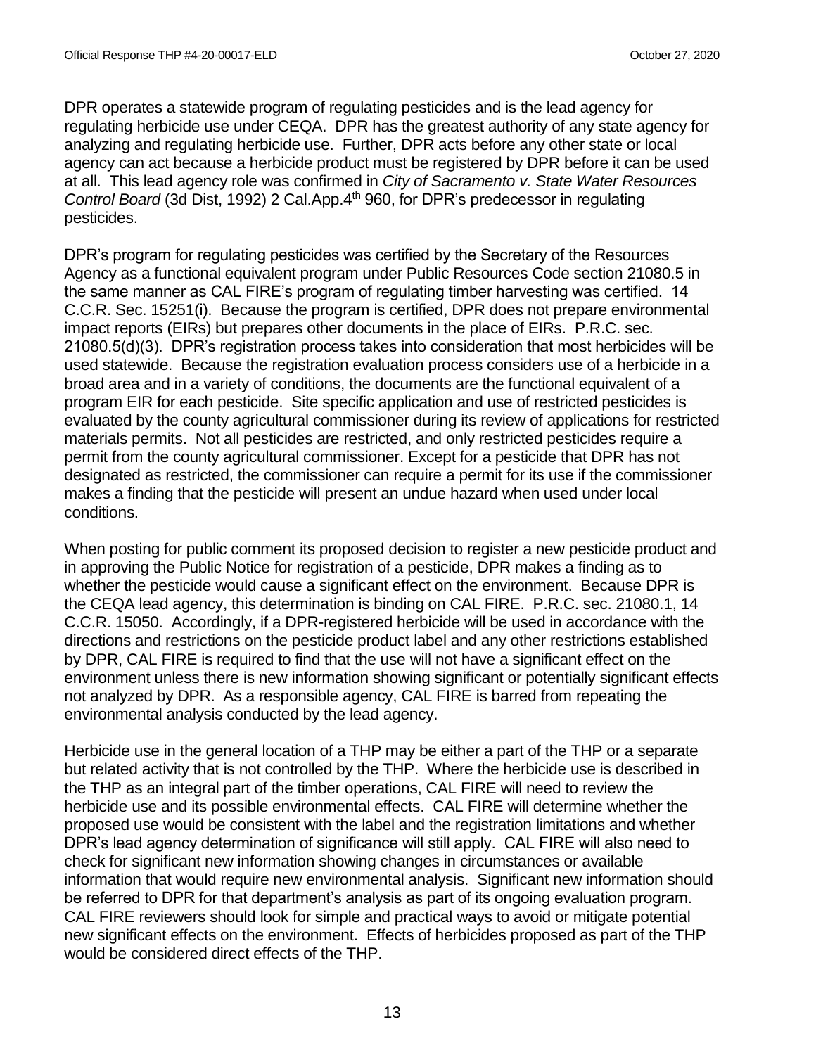DPR operates a statewide program of regulating pesticides and is the lead agency for regulating herbicide use under CEQA. DPR has the greatest authority of any state agency for analyzing and regulating herbicide use. Further, DPR acts before any other state or local agency can act because a herbicide product must be registered by DPR before it can be used at all. This lead agency role was confirmed in *City of Sacramento v. State Water Resources Control Board* (3d Dist, 1992) 2 Cal.App.4th 960, for DPR's predecessor in regulating pesticides.

DPR's program for regulating pesticides was certified by the Secretary of the Resources Agency as a functional equivalent program under Public Resources Code section 21080.5 in the same manner as CAL FIRE's program of regulating timber harvesting was certified. 14 C.C.R. Sec. 15251(i). Because the program is certified, DPR does not prepare environmental impact reports (EIRs) but prepares other documents in the place of EIRs. P.R.C. sec. 21080.5(d)(3). DPR's registration process takes into consideration that most herbicides will be used statewide. Because the registration evaluation process considers use of a herbicide in a broad area and in a variety of conditions, the documents are the functional equivalent of a program EIR for each pesticide. Site specific application and use of restricted pesticides is evaluated by the county agricultural commissioner during its review of applications for restricted materials permits. Not all pesticides are restricted, and only restricted pesticides require a permit from the county agricultural commissioner. Except for a pesticide that DPR has not designated as restricted, the commissioner can require a permit for its use if the commissioner makes a finding that the pesticide will present an undue hazard when used under local conditions.

When posting for public comment its proposed decision to register a new pesticide product and in approving the Public Notice for registration of a pesticide, DPR makes a finding as to whether the pesticide would cause a significant effect on the environment. Because DPR is the CEQA lead agency, this determination is binding on CAL FIRE. P.R.C. sec. 21080.1, 14 C.C.R. 15050. Accordingly, if a DPR-registered herbicide will be used in accordance with the directions and restrictions on the pesticide product label and any other restrictions established by DPR, CAL FIRE is required to find that the use will not have a significant effect on the environment unless there is new information showing significant or potentially significant effects not analyzed by DPR. As a responsible agency, CAL FIRE is barred from repeating the environmental analysis conducted by the lead agency.

Herbicide use in the general location of a THP may be either a part of the THP or a separate but related activity that is not controlled by the THP. Where the herbicide use is described in the THP as an integral part of the timber operations, CAL FIRE will need to review the herbicide use and its possible environmental effects. CAL FIRE will determine whether the proposed use would be consistent with the label and the registration limitations and whether DPR's lead agency determination of significance will still apply. CAL FIRE will also need to check for significant new information showing changes in circumstances or available information that would require new environmental analysis. Significant new information should be referred to DPR for that department's analysis as part of its ongoing evaluation program. CAL FIRE reviewers should look for simple and practical ways to avoid or mitigate potential new significant effects on the environment. Effects of herbicides proposed as part of the THP would be considered direct effects of the THP.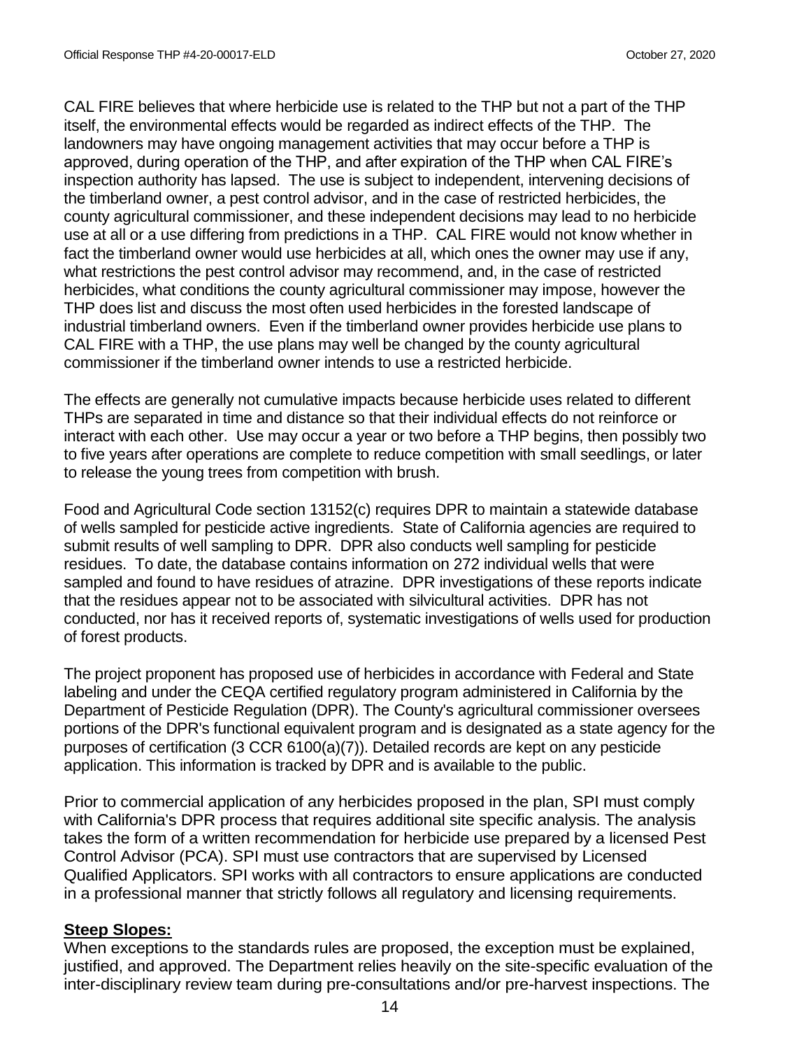CAL FIRE believes that where herbicide use is related to the THP but not a part of the THP itself, the environmental effects would be regarded as indirect effects of the THP. The landowners may have ongoing management activities that may occur before a THP is approved, during operation of the THP, and after expiration of the THP when CAL FIRE's inspection authority has lapsed. The use is subject to independent, intervening decisions of the timberland owner, a pest control advisor, and in the case of restricted herbicides, the county agricultural commissioner, and these independent decisions may lead to no herbicide use at all or a use differing from predictions in a THP. CAL FIRE would not know whether in fact the timberland owner would use herbicides at all, which ones the owner may use if any, what restrictions the pest control advisor may recommend, and, in the case of restricted herbicides, what conditions the county agricultural commissioner may impose, however the THP does list and discuss the most often used herbicides in the forested landscape of industrial timberland owners. Even if the timberland owner provides herbicide use plans to CAL FIRE with a THP, the use plans may well be changed by the county agricultural commissioner if the timberland owner intends to use a restricted herbicide.

The effects are generally not cumulative impacts because herbicide uses related to different THPs are separated in time and distance so that their individual effects do not reinforce or interact with each other. Use may occur a year or two before a THP begins, then possibly two to five years after operations are complete to reduce competition with small seedlings, or later to release the young trees from competition with brush.

Food and Agricultural Code section 13152(c) requires DPR to maintain a statewide database of wells sampled for pesticide active ingredients. State of California agencies are required to submit results of well sampling to DPR. DPR also conducts well sampling for pesticide residues. To date, the database contains information on 272 individual wells that were sampled and found to have residues of atrazine. DPR investigations of these reports indicate that the residues appear not to be associated with silvicultural activities. DPR has not conducted, nor has it received reports of, systematic investigations of wells used for production of forest products.

The project proponent has proposed use of herbicides in accordance with Federal and State labeling and under the CEQA certified regulatory program administered in California by the Department of Pesticide Regulation (DPR). The County's agricultural commissioner oversees portions of the DPR's functional equivalent program and is designated as a state agency for the purposes of certification (3 CCR 6100(a)(7)). Detailed records are kept on any pesticide application. This information is tracked by DPR and is available to the public.

Prior to commercial application of any herbicides proposed in the plan, SPI must comply with California's DPR process that requires additional site specific analysis. The analysis takes the form of a written recommendation for herbicide use prepared by a licensed Pest Control Advisor (PCA). SPI must use contractors that are supervised by Licensed Qualified Applicators. SPI works with all contractors to ensure applications are conducted in a professional manner that strictly follows all regulatory and licensing requirements.

**Steep Slopes:**

When exceptions to the standards rules are proposed, the exception must be explained, justified, and approved. The Department relies heavily on the site-specific evaluation of the inter-disciplinary review team during pre-consultations and/or pre-harvest inspections. The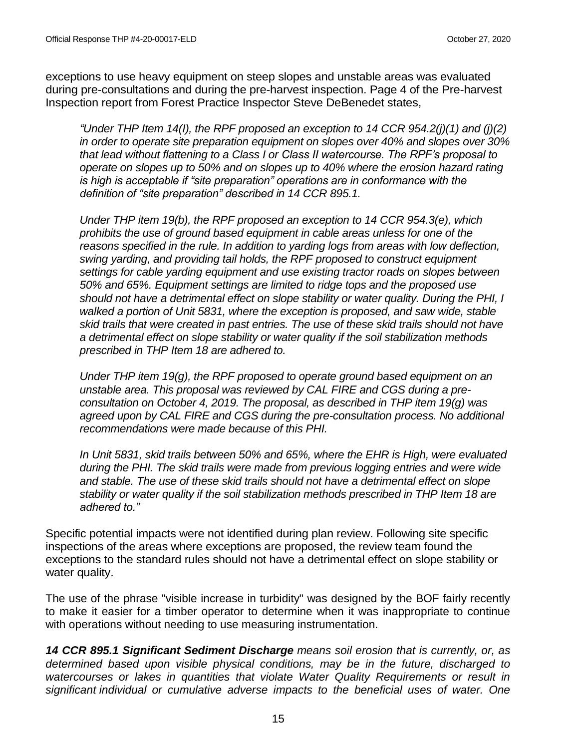exceptions to use heavy equipment on steep slopes and unstable areas was evaluated during pre-consultations and during the pre-harvest inspection. Page 4 of the Pre-harvest Inspection report from Forest Practice Inspector Steve DeBenedet states,

> *"Under THP Item 14(l), the RPF proposed an exception to 14 CCR 954.2(j)(1) and (j)(2) in order to operate site preparation equipment on slopes over 40% and slopes over 30% that lead without flattening to a Class I or Class II watercourse. The RPF's proposal to operate on slopes up to 50% and on slopes up to 40% where the erosion hazard rating is high is acceptable if "site preparation" operations are in conformance with the definition of "site preparation" described in 14 CCR 895.1.*
>
> *Under THP item 19(b), the RPF proposed an exception to 14 CCR 954.3(e), which prohibits the use of ground based equipment in cable areas unless for one of the reasons specified in the rule. In addition to yarding logs from areas with low deflection, swing yarding, and providing tail holds, the RPF proposed to construct equipment settings for cable yarding equipment and use existing tractor roads on slopes between 50% and 65%. Equipment settings are limited to ridge tops and the proposed use should not have a detrimental effect on slope stability or water quality. During the PHI, I walked a portion of Unit 5831, where the exception is proposed, and saw wide, stable skid trails that were created in past entries. The use of these skid trails should not have a detrimental effect on slope stability or water quality if the soil stabilization methods prescribed in THP Item 18 are adhered to.*
>
> *Under THP item 19(g), the RPF proposed to operate ground based equipment on an unstable area. This proposal was reviewed by CAL FIRE and CGS during a pre-consultation on October 4, 2019. The proposal, as described in THP item 19(g) was agreed upon by CAL FIRE and CGS during the pre-consultation process. No additional recommendations were made because of this PHI.*
>
> *In Unit 5831, skid trails between 50% and 65%, where the EHR is High, were evaluated during the PHI. The skid trails were made from previous logging entries and were wide and stable. The use of these skid trails should not have a detrimental effect on slope stability or water quality if the soil stabilization methods prescribed in THP Item 18 are adhered to."*

Specific potential impacts were not identified during plan review. Following site specific inspections of the areas where exceptions are proposed, the review team found the exceptions to the standard rules should not have a detrimental effect on slope stability or water quality.

The use of the phrase "visible increase in turbidity" was designed by the BOF fairly recently to make it easier for a timber operator to determine when it was inappropriate to continue with operations without needing to use measuring instrumentation.

***14 CCR 895.1 Significant Sediment Discharge*** *means soil erosion that is currently, or, as determined based upon visible physical conditions, may be in the future, discharged to watercourses or lakes in quantities that violate Water Quality Requirements or result in significant individual or cumulative adverse impacts to the beneficial uses of water. One*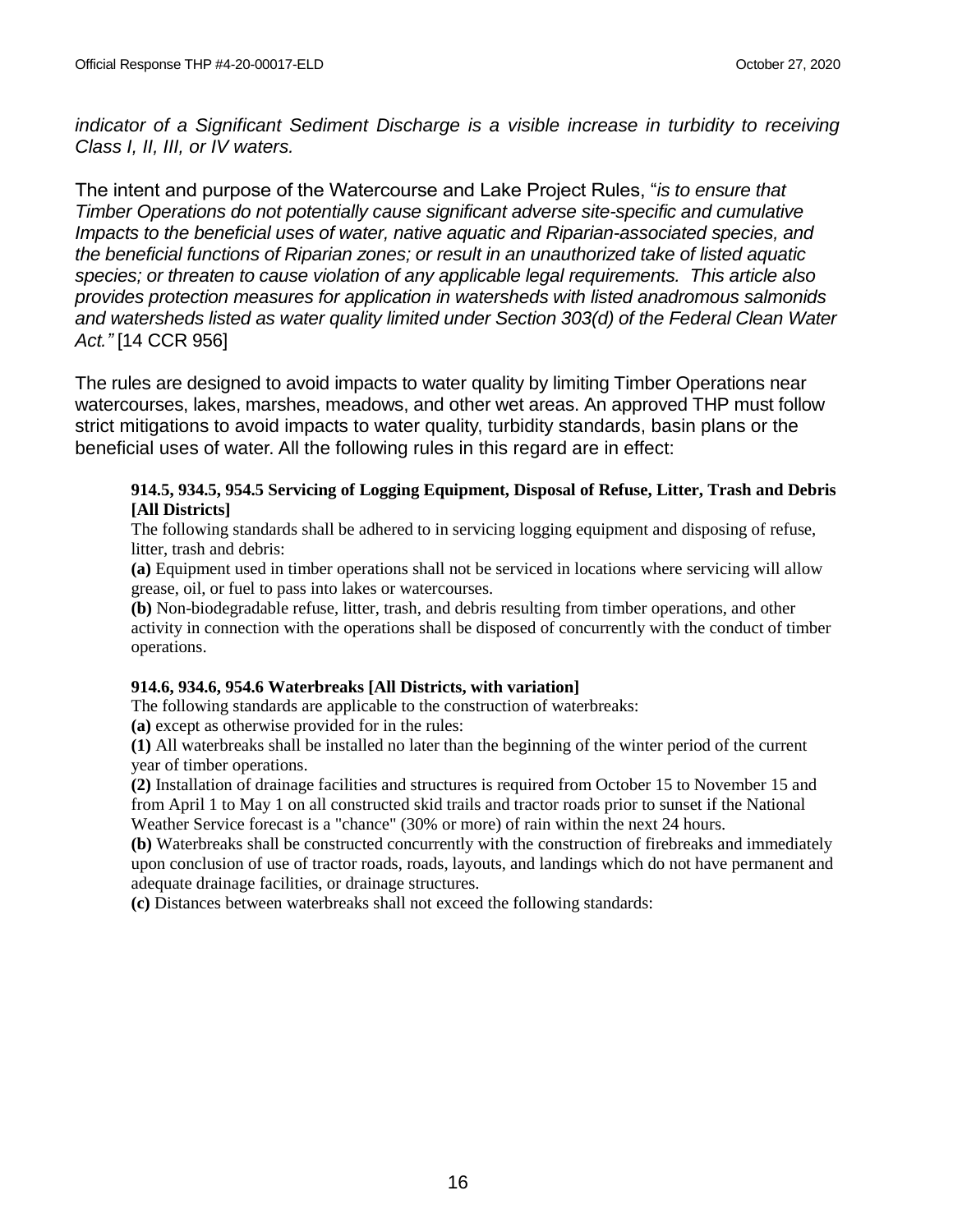*indicator of a Significant Sediment Discharge is a visible increase in turbidity to receiving Class I, II, III, or IV waters.*

The intent and purpose of the Watercourse and Lake Project Rules, "*is to ensure that Timber Operations do not potentially cause significant adverse site-specific and cumulative Impacts to the beneficial uses of water, native aquatic and Riparian-associated species, and the beneficial functions of Riparian zones; or result in an unauthorized take of listed aquatic species; or threaten to cause violation of any applicable legal requirements. This article also provides protection measures for application in watersheds with listed anadromous salmonids and watersheds listed as water quality limited under Section 303(d) of the Federal Clean Water Act."* [14 CCR 956]

The rules are designed to avoid impacts to water quality by limiting Timber Operations near watercourses, lakes, marshes, meadows, and other wet areas. An approved THP must follow strict mitigations to avoid impacts to water quality, turbidity standards, basin plans or the beneficial uses of water. All the following rules in this regard are in effect:

**914.5, 934.5, 954.5 Servicing of Logging Equipment, Disposal of Refuse, Litter, Trash and Debris [All Districts]**

The following standards shall be adhered to in servicing logging equipment and disposing of refuse, litter, trash and debris:

**(a)** Equipment used in timber operations shall not be serviced in locations where servicing will allow grease, oil, or fuel to pass into lakes or watercourses.

**(b)** Non-biodegradable refuse, litter, trash, and debris resulting from timber operations, and other activity in connection with the operations shall be disposed of concurrently with the conduct of timber operations.

**914.6, 934.6, 954.6 Waterbreaks [All Districts, with variation]**

The following standards are applicable to the construction of waterbreaks:

**(a)** except as otherwise provided for in the rules:

**(1)** All waterbreaks shall be installed no later than the beginning of the winter period of the current year of timber operations.

**(2)** Installation of drainage facilities and structures is required from October 15 to November 15 and from April 1 to May 1 on all constructed skid trails and tractor roads prior to sunset if the National Weather Service forecast is a "chance" (30% or more) of rain within the next 24 hours.

**(b)** Waterbreaks shall be constructed concurrently with the construction of firebreaks and immediately upon conclusion of use of tractor roads, roads, layouts, and landings which do not have permanent and adequate drainage facilities, or drainage structures.

**(c)** Distances between waterbreaks shall not exceed the following standards: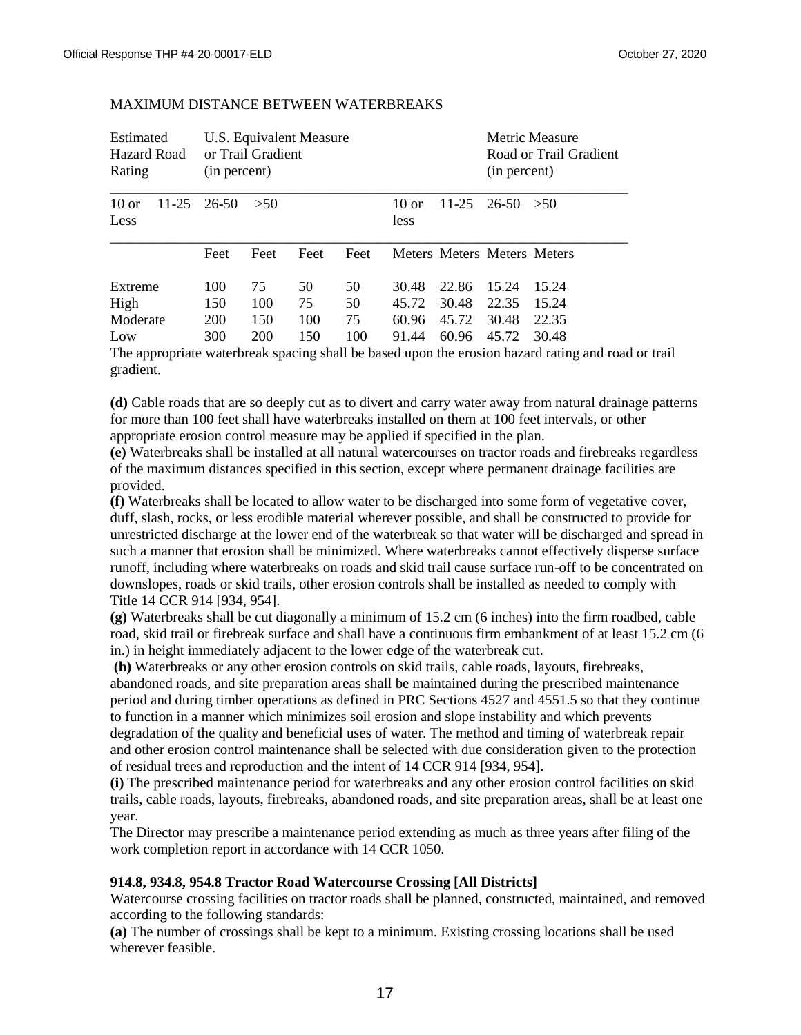MAXIMUM DISTANCE BETWEEN WATERBREAKS

| Estimated Hazard Road Rating | U.S. Equivalent Measure or Trail Gradient (in percent) | | | | Metric Measure Road or Trail Gradient (in percent) | | | |
|---|---|---|---|---|---|---|---|---|
| | 10 or Less | 11-25 | 26-50 | >50 | 10 or less | 11-25 | 26-50 | >50 |
| | Feet | Feet | Feet | Feet | Meters | Meters | Meters | Meters |
| Extreme | 100 | 75 | 50 | 50 | 30.48 | 22.86 | 15.24 | 15.24 |
| High | 150 | 100 | 75 | 50 | 45.72 | 30.48 | 22.35 | 15.24 |
| Moderate | 200 | 150 | 100 | 75 | 60.96 | 45.72 | 30.48 | 22.35 |
| Low | 300 | 200 | 150 | 100 | 91.44 | 60.96 | 45.72 | 30.48 |

The appropriate waterbreak spacing shall be based upon the erosion hazard rating and road or trail gradient.

**(d)** Cable roads that are so deeply cut as to divert and carry water away from natural drainage patterns for more than 100 feet shall have waterbreaks installed on them at 100 feet intervals, or other appropriate erosion control measure may be applied if specified in the plan.

**(e)** Waterbreaks shall be installed at all natural watercourses on tractor roads and firebreaks regardless of the maximum distances specified in this section, except where permanent drainage facilities are provided.

**(f)** Waterbreaks shall be located to allow water to be discharged into some form of vegetative cover, duff, slash, rocks, or less erodible material wherever possible, and shall be constructed to provide for unrestricted discharge at the lower end of the waterbreak so that water will be discharged and spread in such a manner that erosion shall be minimized. Where waterbreaks cannot effectively disperse surface runoff, including where waterbreaks on roads and skid trail cause surface run-off to be concentrated on downslopes, roads or skid trails, other erosion controls shall be installed as needed to comply with Title 14 CCR 914 [934, 954].

**(g)** Waterbreaks shall be cut diagonally a minimum of 15.2 cm (6 inches) into the firm roadbed, cable road, skid trail or firebreak surface and shall have a continuous firm embankment of at least 15.2 cm (6 in.) in height immediately adjacent to the lower edge of the waterbreak cut.

**(h)** Waterbreaks or any other erosion controls on skid trails, cable roads, layouts, firebreaks, abandoned roads, and site preparation areas shall be maintained during the prescribed maintenance period and during timber operations as defined in PRC Sections 4527 and 4551.5 so that they continue to function in a manner which minimizes soil erosion and slope instability and which prevents degradation of the quality and beneficial uses of water. The method and timing of waterbreak repair and other erosion control maintenance shall be selected with due consideration given to the protection of residual trees and reproduction and the intent of 14 CCR 914 [934, 954].

**(i)** The prescribed maintenance period for waterbreaks and any other erosion control facilities on skid trails, cable roads, layouts, firebreaks, abandoned roads, and site preparation areas, shall be at least one year.

The Director may prescribe a maintenance period extending as much as three years after filing of the work completion report in accordance with 14 CCR 1050.

**914.8, 934.8, 954.8 Tractor Road Watercourse Crossing [All Districts]**

Watercourse crossing facilities on tractor roads shall be planned, constructed, maintained, and removed according to the following standards:

**(a)** The number of crossings shall be kept to a minimum. Existing crossing locations shall be used wherever feasible.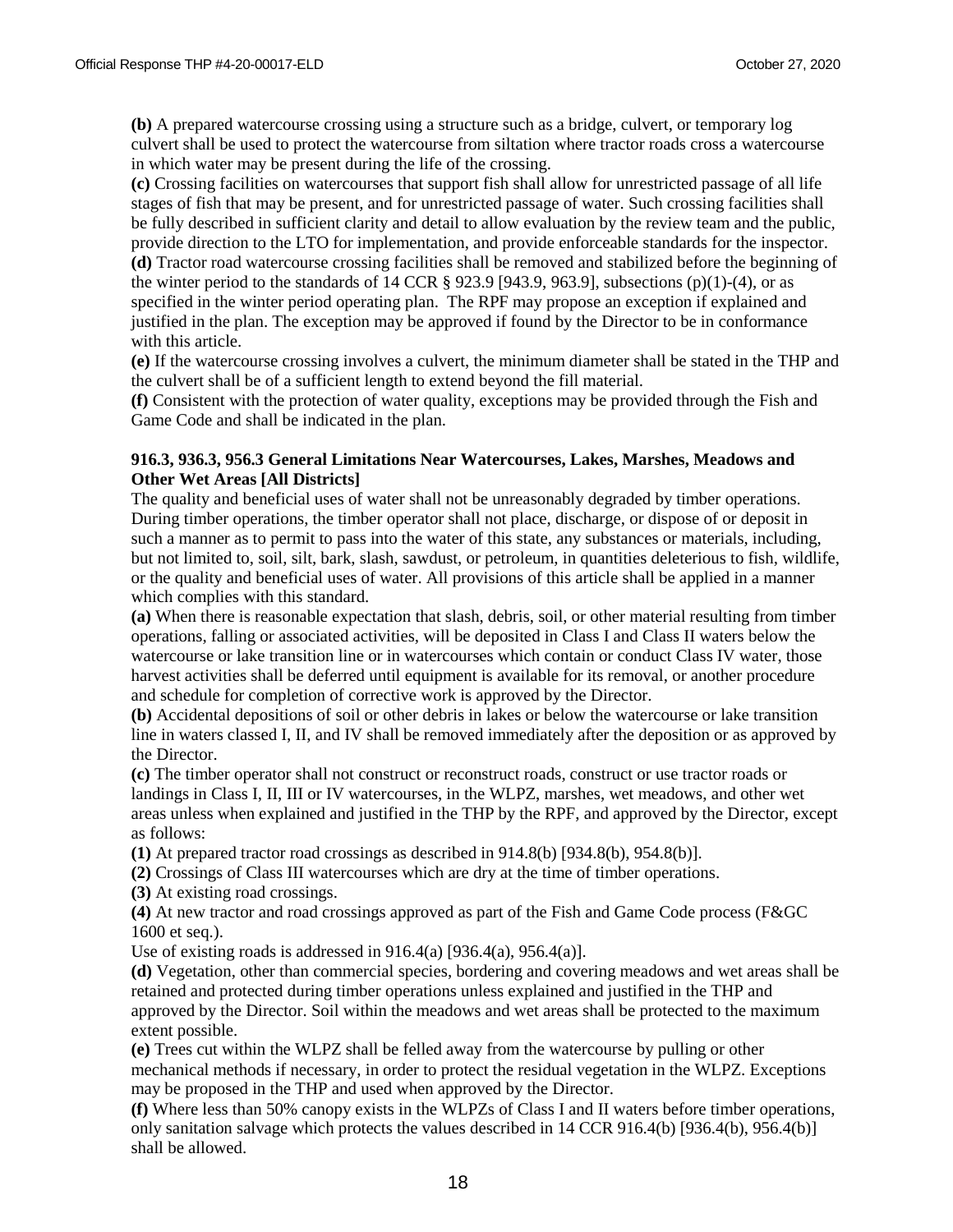**(b)** A prepared watercourse crossing using a structure such as a bridge, culvert, or temporary log culvert shall be used to protect the watercourse from siltation where tractor roads cross a watercourse in which water may be present during the life of the crossing.

**(c)** Crossing facilities on watercourses that support fish shall allow for unrestricted passage of all life stages of fish that may be present, and for unrestricted passage of water. Such crossing facilities shall be fully described in sufficient clarity and detail to allow evaluation by the review team and the public, provide direction to the LTO for implementation, and provide enforceable standards for the inspector.

**(d)** Tractor road watercourse crossing facilities shall be removed and stabilized before the beginning of the winter period to the standards of 14 CCR § 923.9 [943.9, 963.9], subsections (p)(1)-(4), or as specified in the winter period operating plan. The RPF may propose an exception if explained and justified in the plan. The exception may be approved if found by the Director to be in conformance with this article.

**(e)** If the watercourse crossing involves a culvert, the minimum diameter shall be stated in the THP and the culvert shall be of a sufficient length to extend beyond the fill material.

**(f)** Consistent with the protection of water quality, exceptions may be provided through the Fish and Game Code and shall be indicated in the plan.

### 916.3, 936.3, 956.3 General Limitations Near Watercourses, Lakes, Marshes, Meadows and Other Wet Areas [All Districts]

The quality and beneficial uses of water shall not be unreasonably degraded by timber operations. During timber operations, the timber operator shall not place, discharge, or dispose of or deposit in such a manner as to permit to pass into the water of this state, any substances or materials, including, but not limited to, soil, silt, bark, slash, sawdust, or petroleum, in quantities deleterious to fish, wildlife, or the quality and beneficial uses of water. All provisions of this article shall be applied in a manner which complies with this standard.

**(a)** When there is reasonable expectation that slash, debris, soil, or other material resulting from timber operations, falling or associated activities, will be deposited in Class I and Class II waters below the watercourse or lake transition line or in watercourses which contain or conduct Class IV water, those harvest activities shall be deferred until equipment is available for its removal, or another procedure and schedule for completion of corrective work is approved by the Director.

**(b)** Accidental depositions of soil or other debris in lakes or below the watercourse or lake transition line in waters classed I, II, and IV shall be removed immediately after the deposition or as approved by the Director.

**(c)** The timber operator shall not construct or reconstruct roads, construct or use tractor roads or landings in Class I, II, III or IV watercourses, in the WLPZ, marshes, wet meadows, and other wet areas unless when explained and justified in the THP by the RPF, and approved by the Director, except as follows:

**(1)** At prepared tractor road crossings as described in 914.8(b) [934.8(b), 954.8(b)].

**(2)** Crossings of Class III watercourses which are dry at the time of timber operations.

**(3)** At existing road crossings.

**(4)** At new tractor and road crossings approved as part of the Fish and Game Code process (F&GC 1600 et seq.).

Use of existing roads is addressed in 916.4(a) [936.4(a), 956.4(a)].

**(d)** Vegetation, other than commercial species, bordering and covering meadows and wet areas shall be retained and protected during timber operations unless explained and justified in the THP and approved by the Director. Soil within the meadows and wet areas shall be protected to the maximum extent possible.

**(e)** Trees cut within the WLPZ shall be felled away from the watercourse by pulling or other mechanical methods if necessary, in order to protect the residual vegetation in the WLPZ. Exceptions may be proposed in the THP and used when approved by the Director.

**(f)** Where less than 50% canopy exists in the WLPZs of Class I and II waters before timber operations, only sanitation salvage which protects the values described in 14 CCR 916.4(b) [936.4(b), 956.4(b)] shall be allowed.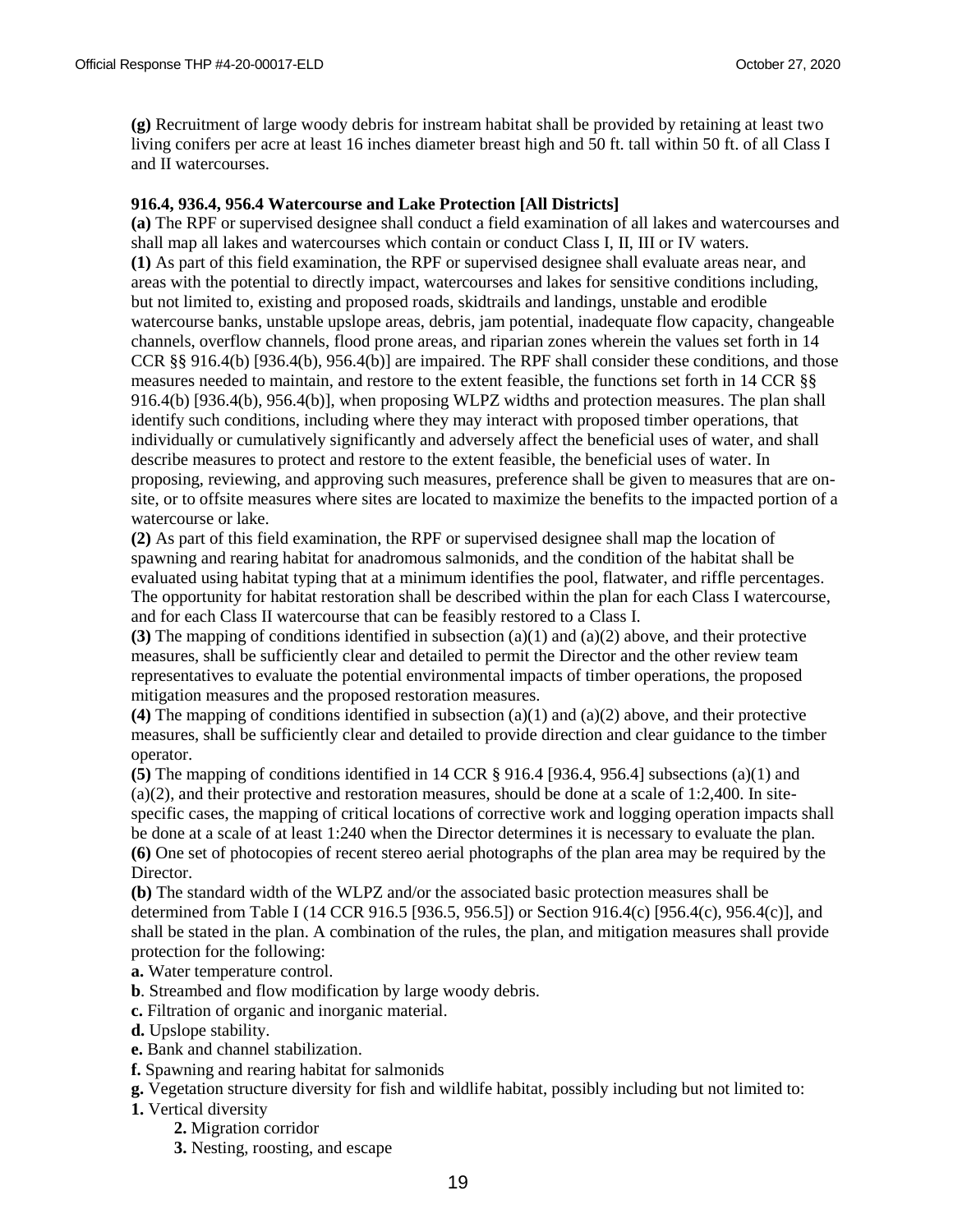**(g)** Recruitment of large woody debris for instream habitat shall be provided by retaining at least two living conifers per acre at least 16 inches diameter breast high and 50 ft. tall within 50 ft. of all Class I and II watercourses.

**916.4, 936.4, 956.4 Watercourse and Lake Protection [All Districts]**

**(a)** The RPF or supervised designee shall conduct a field examination of all lakes and watercourses and shall map all lakes and watercourses which contain or conduct Class I, II, III or IV waters.

**(1)** As part of this field examination, the RPF or supervised designee shall evaluate areas near, and areas with the potential to directly impact, watercourses and lakes for sensitive conditions including, but not limited to, existing and proposed roads, skidtrails and landings, unstable and erodible watercourse banks, unstable upslope areas, debris, jam potential, inadequate flow capacity, changeable channels, overflow channels, flood prone areas, and riparian zones wherein the values set forth in 14 CCR §§ 916.4(b) [936.4(b), 956.4(b)] are impaired. The RPF shall consider these conditions, and those measures needed to maintain, and restore to the extent feasible, the functions set forth in 14 CCR §§ 916.4(b) [936.4(b), 956.4(b)], when proposing WLPZ widths and protection measures. The plan shall identify such conditions, including where they may interact with proposed timber operations, that individually or cumulatively significantly and adversely affect the beneficial uses of water, and shall describe measures to protect and restore to the extent feasible, the beneficial uses of water. In proposing, reviewing, and approving such measures, preference shall be given to measures that are on-site, or to offsite measures where sites are located to maximize the benefits to the impacted portion of a watercourse or lake.

**(2)** As part of this field examination, the RPF or supervised designee shall map the location of spawning and rearing habitat for anadromous salmonids, and the condition of the habitat shall be evaluated using habitat typing that at a minimum identifies the pool, flatwater, and riffle percentages. The opportunity for habitat restoration shall be described within the plan for each Class I watercourse, and for each Class II watercourse that can be feasibly restored to a Class I.

**(3)** The mapping of conditions identified in subsection (a)(1) and (a)(2) above, and their protective measures, shall be sufficiently clear and detailed to permit the Director and the other review team representatives to evaluate the potential environmental impacts of timber operations, the proposed mitigation measures and the proposed restoration measures.

**(4)** The mapping of conditions identified in subsection (a)(1) and (a)(2) above, and their protective measures, shall be sufficiently clear and detailed to provide direction and clear guidance to the timber operator.

**(5)** The mapping of conditions identified in 14 CCR § 916.4 [936.4, 956.4] subsections (a)(1) and (a)(2), and their protective and restoration measures, should be done at a scale of 1:2,400. In site-specific cases, the mapping of critical locations of corrective work and logging operation impacts shall be done at a scale of at least 1:240 when the Director determines it is necessary to evaluate the plan.

**(6)** One set of photocopies of recent stereo aerial photographs of the plan area may be required by the Director.

**(b)** The standard width of the WLPZ and/or the associated basic protection measures shall be determined from Table I (14 CCR 916.5 [936.5, 956.5]) or Section 916.4(c) [956.4(c), 956.4(c)], and shall be stated in the plan. A combination of the rules, the plan, and mitigation measures shall provide protection for the following:

**a.** Water temperature control.

**b**. Streambed and flow modification by large woody debris.

**c.** Filtration of organic and inorganic material.

**d.** Upslope stability.

**e.** Bank and channel stabilization.

**f.** Spawning and rearing habitat for salmonids

**g.** Vegetation structure diversity for fish and wildlife habitat, possibly including but not limited to:

**1.** Vertical diversity

**2.** Migration corridor

**3.** Nesting, roosting, and escape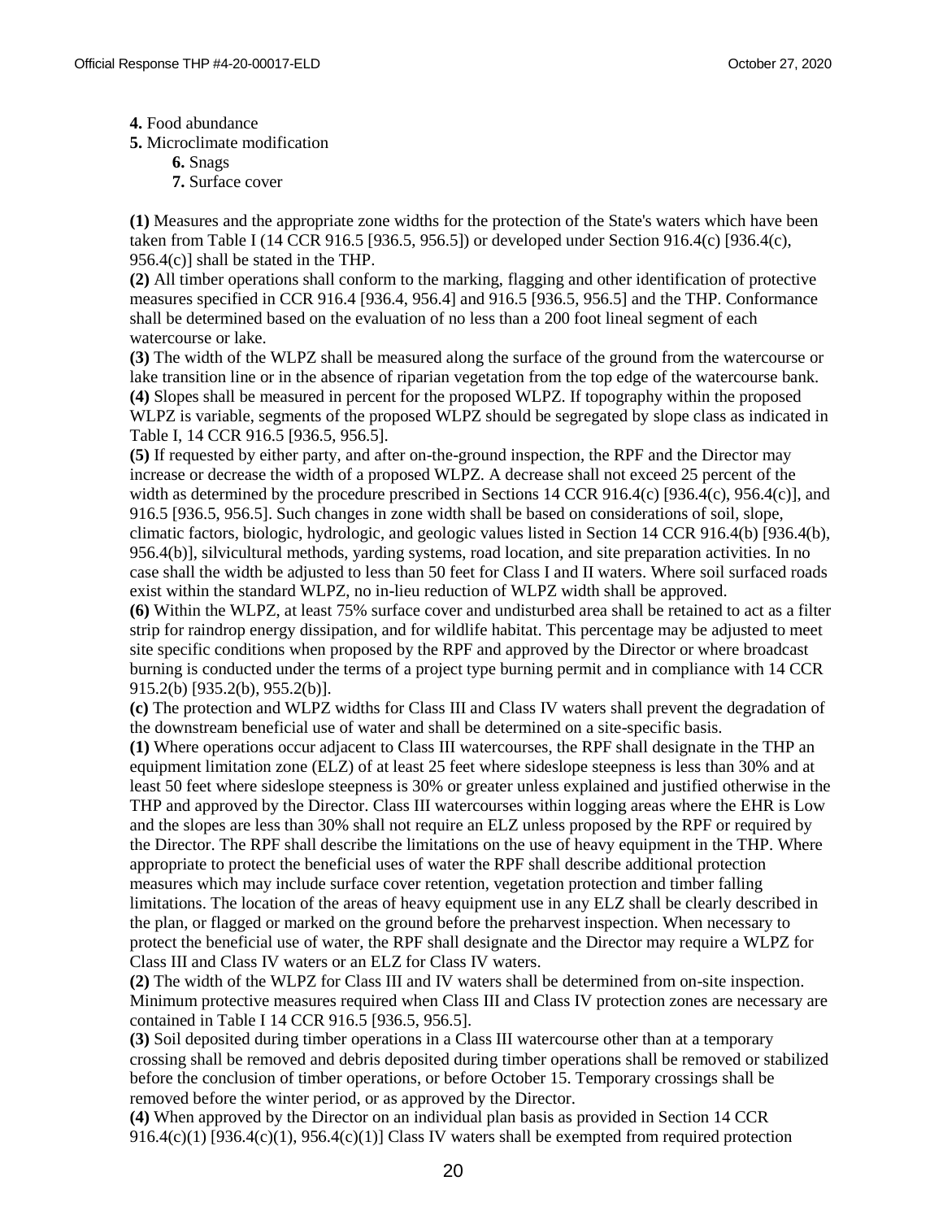**4.** Food abundance

**5.** Microclimate modification

**6.** Snags

**7.** Surface cover

**(1)** Measures and the appropriate zone widths for the protection of the State's waters which have been taken from Table I (14 CCR 916.5 [936.5, 956.5]) or developed under Section 916.4(c) [936.4(c), 956.4(c)] shall be stated in the THP.

**(2)** All timber operations shall conform to the marking, flagging and other identification of protective measures specified in CCR 916.4 [936.4, 956.4] and 916.5 [936.5, 956.5] and the THP. Conformance shall be determined based on the evaluation of no less than a 200 foot lineal segment of each watercourse or lake.

**(3)** The width of the WLPZ shall be measured along the surface of the ground from the watercourse or lake transition line or in the absence of riparian vegetation from the top edge of the watercourse bank.

**(4)** Slopes shall be measured in percent for the proposed WLPZ. If topography within the proposed WLPZ is variable, segments of the proposed WLPZ should be segregated by slope class as indicated in Table I, 14 CCR 916.5 [936.5, 956.5].

**(5)** If requested by either party, and after on-the-ground inspection, the RPF and the Director may increase or decrease the width of a proposed WLPZ. A decrease shall not exceed 25 percent of the width as determined by the procedure prescribed in Sections 14 CCR 916.4(c) [936.4(c), 956.4(c)], and 916.5 [936.5, 956.5]. Such changes in zone width shall be based on considerations of soil, slope, climatic factors, biologic, hydrologic, and geologic values listed in Section 14 CCR 916.4(b) [936.4(b), 956.4(b)], silvicultural methods, yarding systems, road location, and site preparation activities. In no case shall the width be adjusted to less than 50 feet for Class I and II waters. Where soil surfaced roads exist within the standard WLPZ, no in-lieu reduction of WLPZ width shall be approved.

**(6)** Within the WLPZ, at least 75% surface cover and undisturbed area shall be retained to act as a filter strip for raindrop energy dissipation, and for wildlife habitat. This percentage may be adjusted to meet site specific conditions when proposed by the RPF and approved by the Director or where broadcast burning is conducted under the terms of a project type burning permit and in compliance with 14 CCR 915.2(b) [935.2(b), 955.2(b)].

**(c)** The protection and WLPZ widths for Class III and Class IV waters shall prevent the degradation of the downstream beneficial use of water and shall be determined on a site-specific basis.

**(1)** Where operations occur adjacent to Class III watercourses, the RPF shall designate in the THP an equipment limitation zone (ELZ) of at least 25 feet where sideslope steepness is less than 30% and at least 50 feet where sideslope steepness is 30% or greater unless explained and justified otherwise in the THP and approved by the Director. Class III watercourses within logging areas where the EHR is Low and the slopes are less than 30% shall not require an ELZ unless proposed by the RPF or required by the Director. The RPF shall describe the limitations on the use of heavy equipment in the THP. Where appropriate to protect the beneficial uses of water the RPF shall describe additional protection measures which may include surface cover retention, vegetation protection and timber falling limitations. The location of the areas of heavy equipment use in any ELZ shall be clearly described in the plan, or flagged or marked on the ground before the preharvest inspection. When necessary to protect the beneficial use of water, the RPF shall designate and the Director may require a WLPZ for Class III and Class IV waters or an ELZ for Class IV waters.

**(2)** The width of the WLPZ for Class III and IV waters shall be determined from on-site inspection. Minimum protective measures required when Class III and Class IV protection zones are necessary are contained in Table I 14 CCR 916.5 [936.5, 956.5].

**(3)** Soil deposited during timber operations in a Class III watercourse other than at a temporary crossing shall be removed and debris deposited during timber operations shall be removed or stabilized before the conclusion of timber operations, or before October 15. Temporary crossings shall be removed before the winter period, or as approved by the Director.

**(4)** When approved by the Director on an individual plan basis as provided in Section 14 CCR 916.4(c)(1) [936.4(c)(1), 956.4(c)(1)] Class IV waters shall be exempted from required protection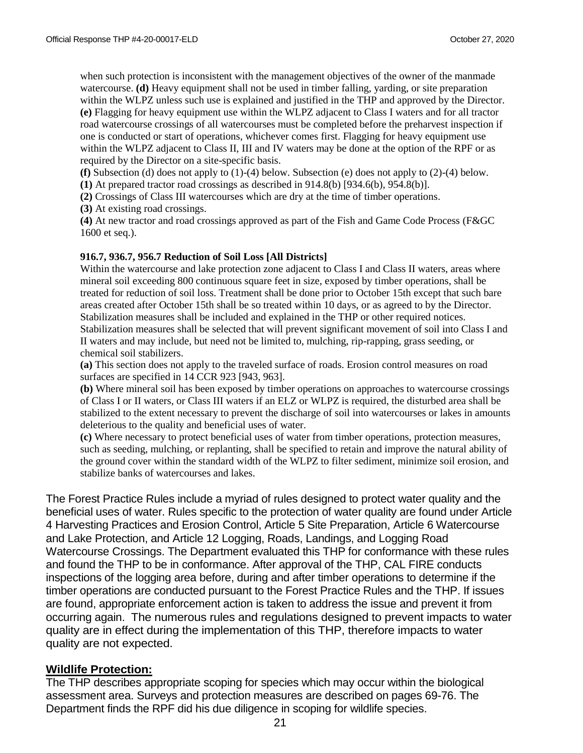when such protection is inconsistent with the management objectives of the owner of the manmade watercourse. **(d)** Heavy equipment shall not be used in timber falling, yarding, or site preparation within the WLPZ unless such use is explained and justified in the THP and approved by the Director. **(e)** Flagging for heavy equipment use within the WLPZ adjacent to Class I waters and for all tractor road watercourse crossings of all watercourses must be completed before the preharvest inspection if one is conducted or start of operations, whichever comes first. Flagging for heavy equipment use within the WLPZ adjacent to Class II, III and IV waters may be done at the option of the RPF or as required by the Director on a site-specific basis.

**(f)** Subsection (d) does not apply to (1)-(4) below. Subsection (e) does not apply to (2)-(4) below.

**(1)** At prepared tractor road crossings as described in 914.8(b) [934.6(b), 954.8(b)].

**(2)** Crossings of Class III watercourses which are dry at the time of timber operations.

**(3)** At existing road crossings.

**(4)** At new tractor and road crossings approved as part of the Fish and Game Code Process (F&GC 1600 et seq.).

**916.7, 936.7, 956.7 Reduction of Soil Loss [All Districts]**

Within the watercourse and lake protection zone adjacent to Class I and Class II waters, areas where mineral soil exceeding 800 continuous square feet in size, exposed by timber operations, shall be treated for reduction of soil loss. Treatment shall be done prior to October 15th except that such bare areas created after October 15th shall be so treated within 10 days, or as agreed to by the Director. Stabilization measures shall be included and explained in the THP or other required notices. Stabilization measures shall be selected that will prevent significant movement of soil into Class I and II waters and may include, but need not be limited to, mulching, rip-rapping, grass seeding, or chemical soil stabilizers.

**(a)** This section does not apply to the traveled surface of roads. Erosion control measures on road surfaces are specified in 14 CCR 923 [943, 963].

**(b)** Where mineral soil has been exposed by timber operations on approaches to watercourse crossings of Class I or II waters, or Class III waters if an ELZ or WLPZ is required, the disturbed area shall be stabilized to the extent necessary to prevent the discharge of soil into watercourses or lakes in amounts deleterious to the quality and beneficial uses of water.

**(c)** Where necessary to protect beneficial uses of water from timber operations, protection measures, such as seeding, mulching, or replanting, shall be specified to retain and improve the natural ability of the ground cover within the standard width of the WLPZ to filter sediment, minimize soil erosion, and stabilize banks of watercourses and lakes.

The Forest Practice Rules include a myriad of rules designed to protect water quality and the beneficial uses of water. Rules specific to the protection of water quality are found under Article 4 Harvesting Practices and Erosion Control, Article 5 Site Preparation, Article 6 Watercourse and Lake Protection, and Article 12 Logging, Roads, Landings, and Logging Road Watercourse Crossings. The Department evaluated this THP for conformance with these rules and found the THP to be in conformance. After approval of the THP, CAL FIRE conducts inspections of the logging area before, during and after timber operations to determine if the timber operations are conducted pursuant to the Forest Practice Rules and the THP. If issues are found, appropriate enforcement action is taken to address the issue and prevent it from occurring again. The numerous rules and regulations designed to prevent impacts to water quality are in effect during the implementation of this THP, therefore impacts to water quality are not expected.

## Wildlife Protection:

The THP describes appropriate scoping for species which may occur within the biological assessment area. Surveys and protection measures are described on pages 69-76. The Department finds the RPF did his due diligence in scoping for wildlife species.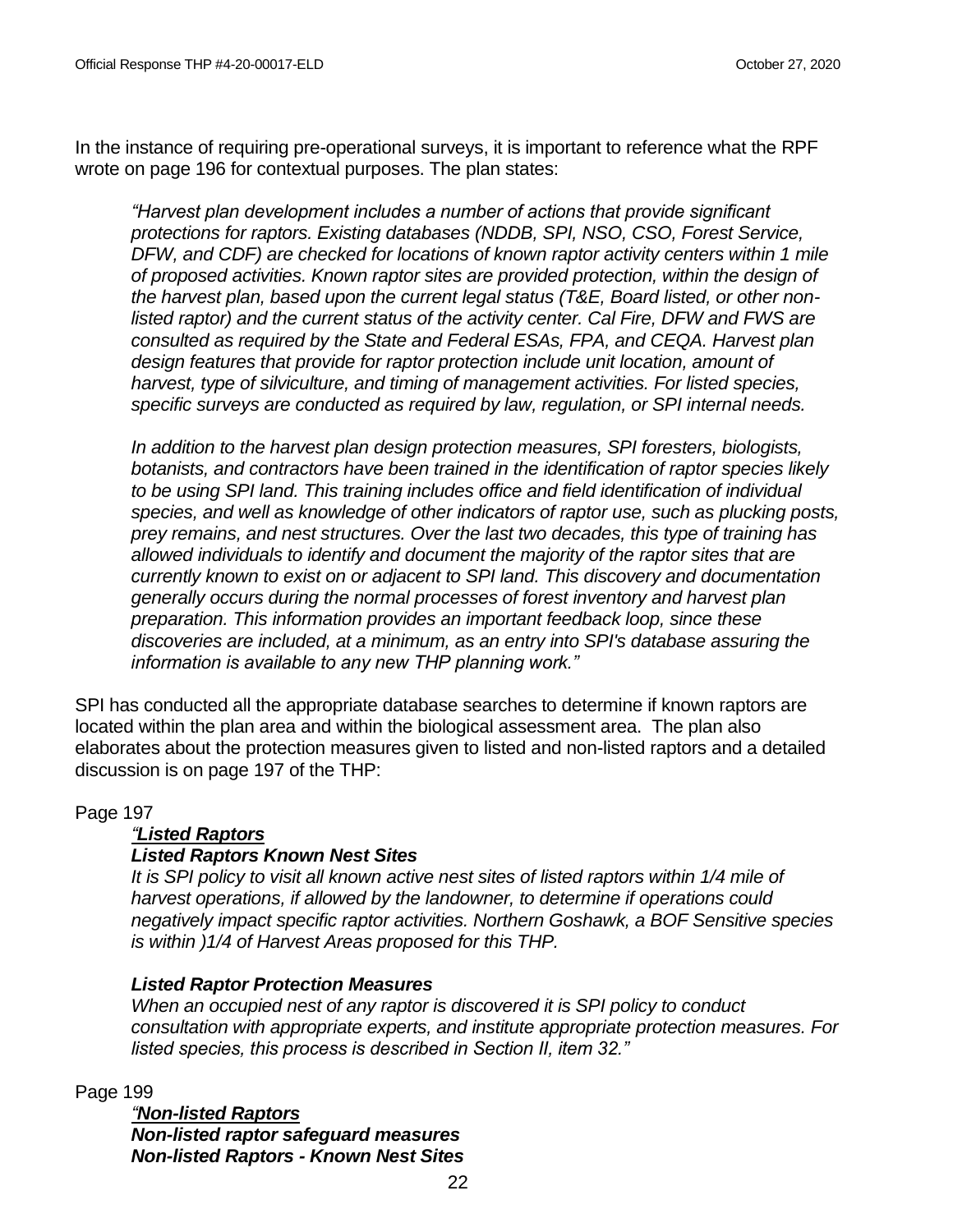In the instance of requiring pre-operational surveys, it is important to reference what the RPF wrote on page 196 for contextual purposes. The plan states:

> *"Harvest plan development includes a number of actions that provide significant protections for raptors. Existing databases (NDDB, SPI, NSO, CSO, Forest Service, DFW, and CDF) are checked for locations of known raptor activity centers within 1 mile of proposed activities. Known raptor sites are provided protection, within the design of the harvest plan, based upon the current legal status (T&E, Board listed, or other non-listed raptor) and the current status of the activity center. Cal Fire, DFW and FWS are consulted as required by the State and Federal ESAs, FPA, and CEQA. Harvest plan design features that provide for raptor protection include unit location, amount of harvest, type of silviculture, and timing of management activities. For listed species, specific surveys are conducted as required by law, regulation, or SPI internal needs.*
>
> *In addition to the harvest plan design protection measures, SPI foresters, biologists, botanists, and contractors have been trained in the identification of raptor species likely to be using SPI land. This training includes office and field identification of individual species, and well as knowledge of other indicators of raptor use, such as plucking posts, prey remains, and nest structures. Over the last two decades, this type of training has allowed individuals to identify and document the majority of the raptor sites that are currently known to exist on or adjacent to SPI land. This discovery and documentation generally occurs during the normal processes of forest inventory and harvest plan preparation. This information provides an important feedback loop, since these discoveries are included, at a minimum, as an entry into SPI's database assuring the information is available to any new THP planning work."*

SPI has conducted all the appropriate database searches to determine if known raptors are located within the plan area and within the biological assessment area. The plan also elaborates about the protection measures given to listed and non-listed raptors and a detailed discussion is on page 197 of the THP:

Page 197

> ***"Listed Raptors***
>
> ***Listed Raptors Known Nest Sites***
>
> *It is SPI policy to visit all known active nest sites of listed raptors within 1/4 mile of harvest operations, if allowed by the landowner, to determine if operations could negatively impact specific raptor activities. Northern Goshawk, a BOF Sensitive species is within )1/4 of Harvest Areas proposed for this THP.*
>
> ***Listed Raptor Protection Measures***
>
> *When an occupied nest of any raptor is discovered it is SPI policy to conduct consultation with appropriate experts, and institute appropriate protection measures. For listed species, this process is described in Section II, item 32."*

Page 199

> ***"Non-listed Raptors***
>
> ***Non-listed raptor safeguard measures***
>
> ***Non-listed Raptors - Known Nest Sites***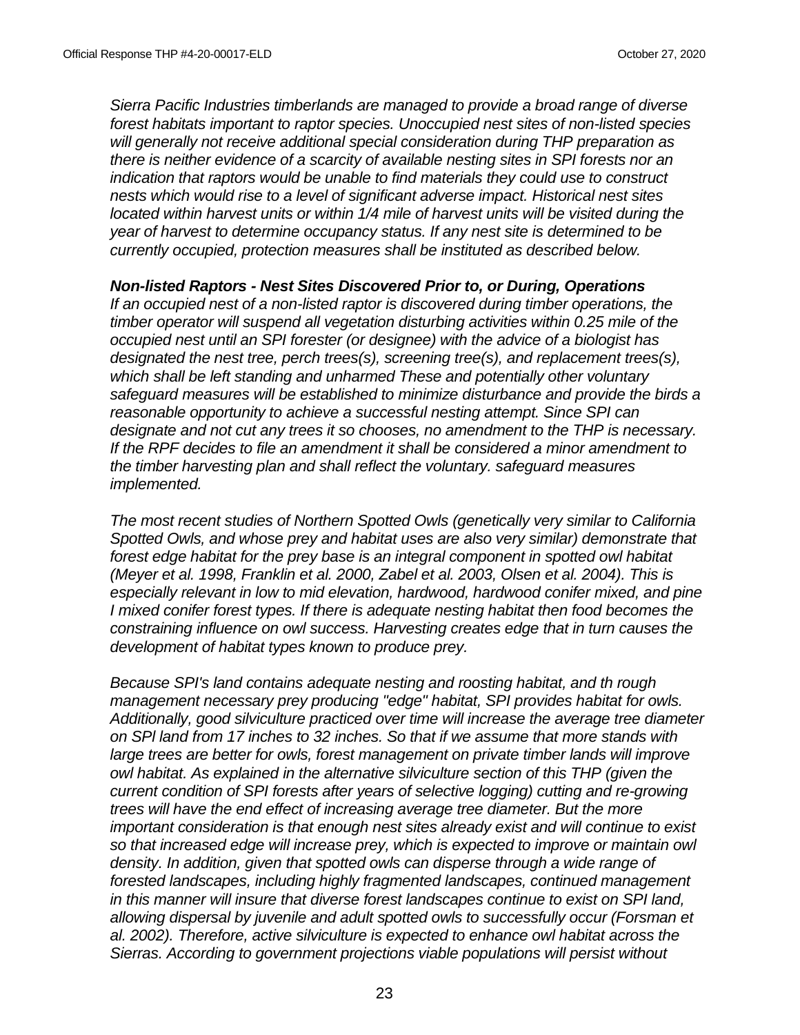*Sierra Pacific Industries timberlands are managed to provide a broad range of diverse forest habitats important to raptor species. Unoccupied nest sites of non-listed species will generally not receive additional special consideration during THP preparation as there is neither evidence of a scarcity of available nesting sites in SPI forests nor an indication that raptors would be unable to find materials they could use to construct nests which would rise to a level of significant adverse impact. Historical nest sites located within harvest units or within 1/4 mile of harvest units will be visited during the year of harvest to determine occupancy status. If any nest site is determined to be currently occupied, protection measures shall be instituted as described below.*

***Non-listed Raptors - Nest Sites Discovered Prior to, or During, Operations***

*If an occupied nest of a non-listed raptor is discovered during timber operations, the timber operator will suspend all vegetation disturbing activities within 0.25 mile of the occupied nest until an SPI forester (or designee) with the advice of a biologist has designated the nest tree, perch trees(s), screening tree(s), and replacement trees(s), which shall be left standing and unharmed These and potentially other voluntary safeguard measures will be established to minimize disturbance and provide the birds a reasonable opportunity to achieve a successful nesting attempt. Since SPI can designate and not cut any trees it so chooses, no amendment to the THP is necessary. If the RPF decides to file an amendment it shall be considered a minor amendment to the timber harvesting plan and shall reflect the voluntary. safeguard measures implemented.*

*The most recent studies of Northern Spotted Owls (genetically very similar to California Spotted Owls, and whose prey and habitat uses are also very similar) demonstrate that forest edge habitat for the prey base is an integral component in spotted owl habitat (Meyer et al. 1998, Franklin et al. 2000, Zabel et al. 2003, Olsen et al. 2004). This is especially relevant in low to mid elevation, hardwood, hardwood conifer mixed, and pine I mixed conifer forest types. If there is adequate nesting habitat then food becomes the constraining influence on owl success. Harvesting creates edge that in turn causes the development of habitat types known to produce prey.*

*Because SPI's land contains adequate nesting and roosting habitat, and th rough management necessary prey producing "edge" habitat, SPI provides habitat for owls. Additionally, good silviculture practiced over time will increase the average tree diameter on SPl land from 17 inches to 32 inches. So that if we assume that more stands with large trees are better for owls, forest management on private timber lands will improve owl habitat. As explained in the alternative silviculture section of this THP (given the current condition of SPI forests after years of selective logging) cutting and re-growing trees will have the end effect of increasing average tree diameter. But the more important consideration is that enough nest sites already exist and will continue to exist so that increased edge will increase prey, which is expected to improve or maintain owl density. In addition, given that spotted owls can disperse through a wide range of forested landscapes, including highly fragmented landscapes, continued management in this manner will insure that diverse forest landscapes continue to exist on SPI land, allowing dispersal by juvenile and adult spotted owls to successfully occur (Forsman et al. 2002). Therefore, active silviculture is expected to enhance owl habitat across the Sierras. According to government projections viable populations will persist without*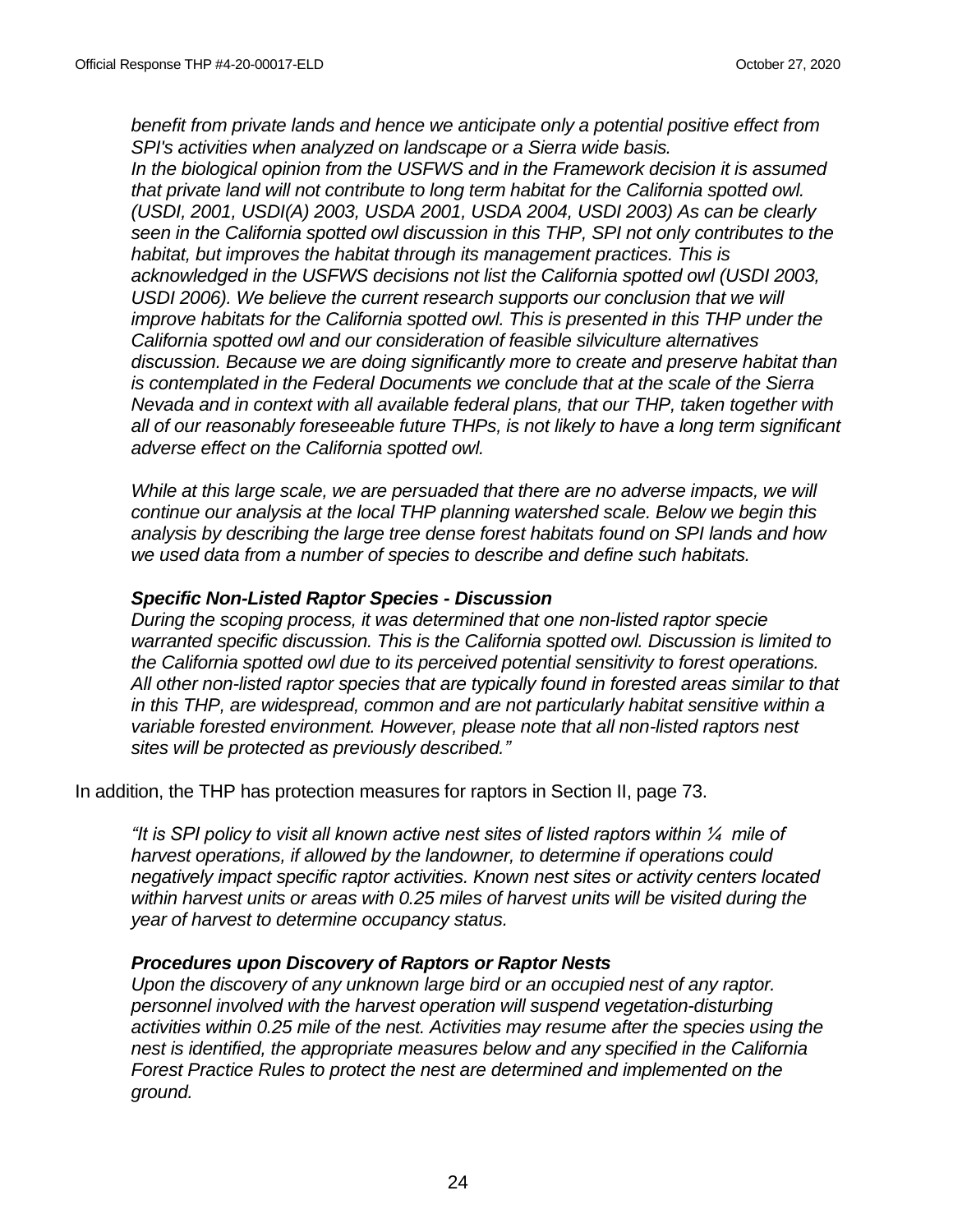*benefit from private lands and hence we anticipate only a potential positive effect from SPI's activities when analyzed on landscape or a Sierra wide basis.*
*In the biological opinion from the USFWS and in the Framework decision it is assumed that private land will not contribute to long term habitat for the California spotted owl. (USDI, 2001, USDI(A) 2003, USDA 2001, USDA 2004, USDI 2003) As can be clearly seen in the California spotted owl discussion in this THP, SPI not only contributes to the habitat, but improves the habitat through its management practices. This is acknowledged in the USFWS decisions not list the California spotted owl (USDI 2003, USDI 2006). We believe the current research supports our conclusion that we will improve habitats for the California spotted owl. This is presented in this THP under the California spotted owl and our consideration of feasible silviculture alternatives discussion. Because we are doing significantly more to create and preserve habitat than is contemplated in the Federal Documents we conclude that at the scale of the Sierra Nevada and in context with all available federal plans, that our THP, taken together with all of our reasonably foreseeable future THPs, is not likely to have a long term significant adverse effect on the California spotted owl.*

*While at this large scale, we are persuaded that there are no adverse impacts, we will continue our analysis at the local THP planning watershed scale. Below we begin this analysis by describing the large tree dense forest habitats found on SPI lands and how we used data from a number of species to describe and define such habitats.*

***Specific Non-Listed Raptor Species - Discussion***
*During the scoping process, it was determined that one non-listed raptor specie warranted specific discussion. This is the California spotted owl. Discussion is limited to the California spotted owl due to its perceived potential sensitivity to forest operations. All other non-listed raptor species that are typically found in forested areas similar to that in this THP, are widespread, common and are not particularly habitat sensitive within a variable forested environment. However, please note that all non-listed raptors nest sites will be protected as previously described."*

In addition, the THP has protection measures for raptors in Section II, page 73.

*"It is SPI policy to visit all known active nest sites of listed raptors within ¼ mile of harvest operations, if allowed by the landowner, to determine if operations could negatively impact specific raptor activities. Known nest sites or activity centers located within harvest units or areas with 0.25 miles of harvest units will be visited during the year of harvest to determine occupancy status.*

***Procedures upon Discovery of Raptors or Raptor Nests***
*Upon the discovery of any unknown large bird or an occupied nest of any raptor. personnel involved with the harvest operation will suspend vegetation-disturbing activities within 0.25 mile of the nest. Activities may resume after the species using the nest is identified, the appropriate measures below and any specified in the California Forest Practice Rules to protect the nest are determined and implemented on the ground.*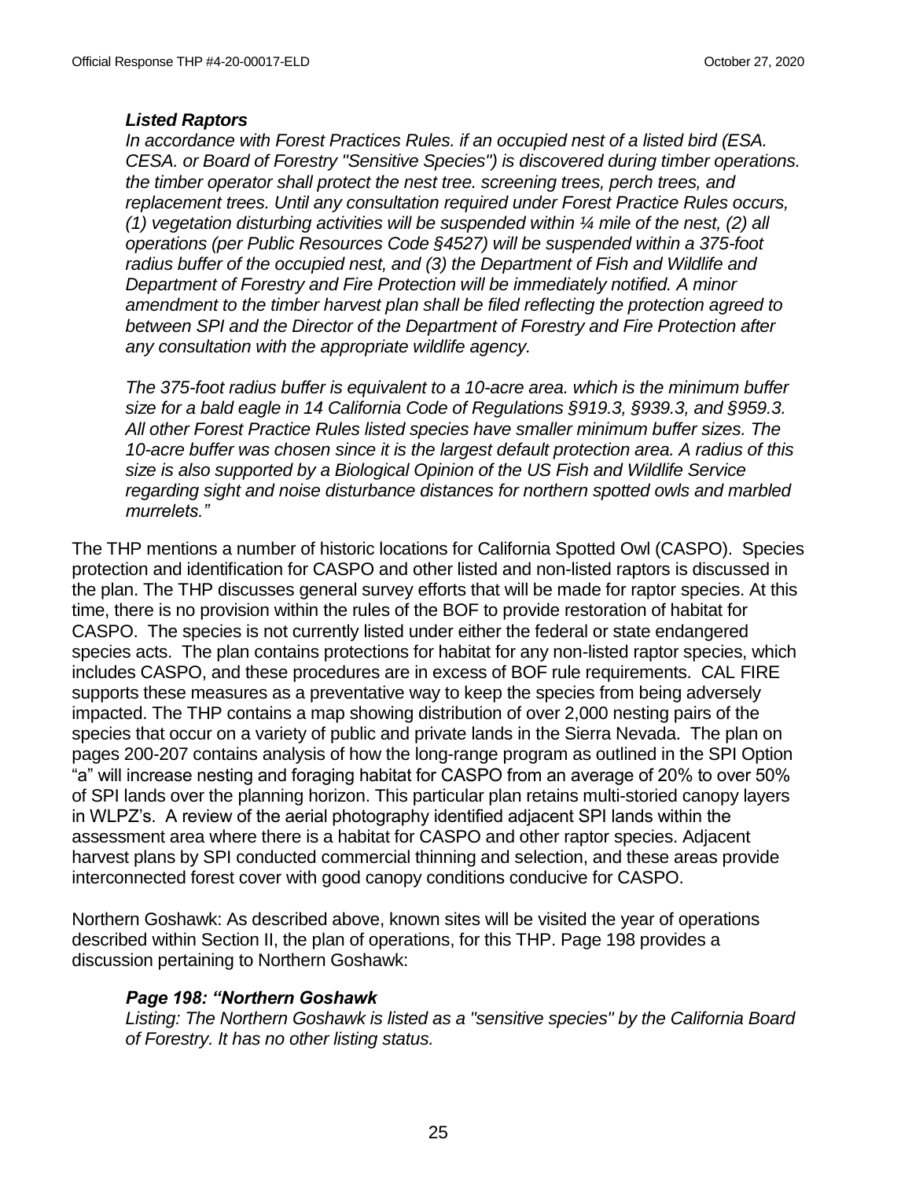*__Listed Raptors__*

*In accordance with Forest Practices Rules. if an occupied nest of a listed bird (ESA. CESA. or Board of Forestry "Sensitive Species") is discovered during timber operations. the timber operator shall protect the nest tree. screening trees, perch trees, and replacement trees. Until any consultation required under Forest Practice Rules occurs, (1) vegetation disturbing activities will be suspended within ¼ mile of the nest, (2) all operations (per Public Resources Code §4527) will be suspended within a 375-foot radius buffer of the occupied nest, and (3) the Department of Fish and Wildlife and Department of Forestry and Fire Protection will be immediately notified. A minor amendment to the timber harvest plan shall be filed reflecting the protection agreed to between SPI and the Director of the Department of Forestry and Fire Protection after any consultation with the appropriate wildlife agency.*

*The 375-foot radius buffer is equivalent to a 10-acre area. which is the minimum buffer size for a bald eagle in 14 California Code of Regulations §919.3, §939.3, and §959.3. All other Forest Practice Rules listed species have smaller minimum buffer sizes. The 10-acre buffer was chosen since it is the largest default protection area. A radius of this size is also supported by a Biological Opinion of the US Fish and Wildlife Service regarding sight and noise disturbance distances for northern spotted owls and marbled murrelets."*

The THP mentions a number of historic locations for California Spotted Owl (CASPO). Species protection and identification for CASPO and other listed and non-listed raptors is discussed in the plan. The THP discusses general survey efforts that will be made for raptor species. At this time, there is no provision within the rules of the BOF to provide restoration of habitat for CASPO. The species is not currently listed under either the federal or state endangered species acts. The plan contains protections for habitat for any non-listed raptor species, which includes CASPO, and these procedures are in excess of BOF rule requirements. CAL FIRE supports these measures as a preventative way to keep the species from being adversely impacted. The THP contains a map showing distribution of over 2,000 nesting pairs of the species that occur on a variety of public and private lands in the Sierra Nevada. The plan on pages 200-207 contains analysis of how the long-range program as outlined in the SPI Option "a" will increase nesting and foraging habitat for CASPO from an average of 20% to over 50% of SPI lands over the planning horizon. This particular plan retains multi-storied canopy layers in WLPZ's. A review of the aerial photography identified adjacent SPI lands within the assessment area where there is a habitat for CASPO and other raptor species. Adjacent harvest plans by SPI conducted commercial thinning and selection, and these areas provide interconnected forest cover with good canopy conditions conducive for CASPO.

Northern Goshawk: As described above, known sites will be visited the year of operations described within Section II, the plan of operations, for this THP. Page 198 provides a discussion pertaining to Northern Goshawk:

*__Page 198: "Northern Goshawk__*

*Listing: The Northern Goshawk is listed as a "sensitive species" by the California Board of Forestry. It has no other listing status.*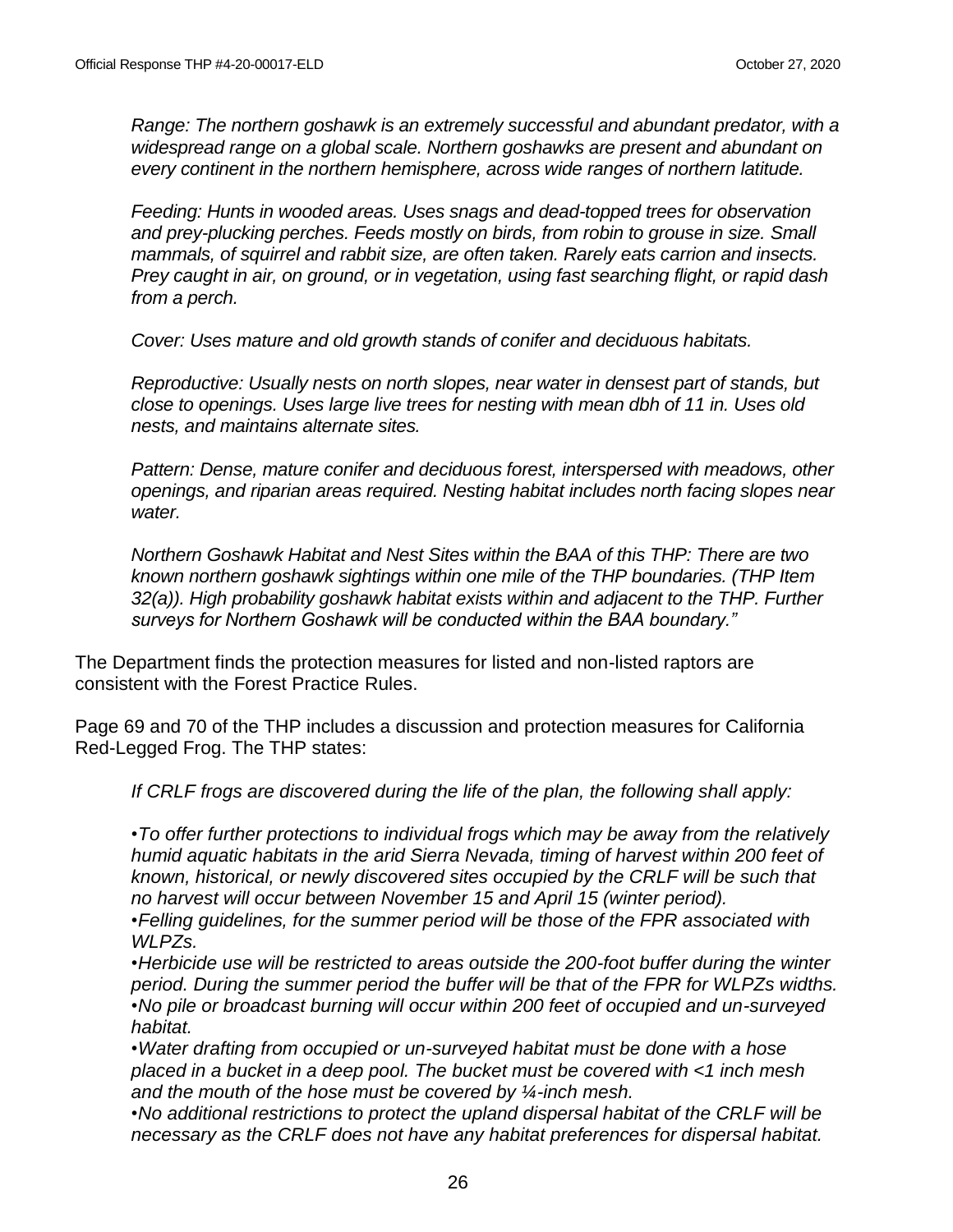*Range: The northern goshawk is an extremely successful and abundant predator, with a widespread range on a global scale. Northern goshawks are present and abundant on every continent in the northern hemisphere, across wide ranges of northern latitude.*

*Feeding: Hunts in wooded areas. Uses snags and dead-topped trees for observation and prey-plucking perches. Feeds mostly on birds, from robin to grouse in size. Small mammals, of squirrel and rabbit size, are often taken. Rarely eats carrion and insects. Prey caught in air, on ground, or in vegetation, using fast searching flight, or rapid dash from a perch.*

*Cover: Uses mature and old growth stands of conifer and deciduous habitats.*

*Reproductive: Usually nests on north slopes, near water in densest part of stands, but close to openings. Uses large live trees for nesting with mean dbh of 11 in. Uses old nests, and maintains alternate sites.*

*Pattern: Dense, mature conifer and deciduous forest, interspersed with meadows, other openings, and riparian areas required. Nesting habitat includes north facing slopes near water.*

*Northern Goshawk Habitat and Nest Sites within the BAA of this THP: There are two known northern goshawk sightings within one mile of the THP boundaries. (THP Item 32(a)). High probability goshawk habitat exists within and adjacent to the THP. Further surveys for Northern Goshawk will be conducted within the BAA boundary."*

The Department finds the protection measures for listed and non-listed raptors are consistent with the Forest Practice Rules.

Page 69 and 70 of the THP includes a discussion and protection measures for California Red-Legged Frog. The THP states:

*If CRLF frogs are discovered during the life of the plan, the following shall apply:*

- *To offer further protections to individual frogs which may be away from the relatively humid aquatic habitats in the arid Sierra Nevada, timing of harvest within 200 feet of known, historical, or newly discovered sites occupied by the CRLF will be such that no harvest will occur between November 15 and April 15 (winter period).*
- *Felling guidelines, for the summer period will be those of the FPR associated with WLPZs.*
- *Herbicide use will be restricted to areas outside the 200-foot buffer during the winter period. During the summer period the buffer will be that of the FPR for WLPZs widths.*
- *No pile or broadcast burning will occur within 200 feet of occupied and un-surveyed habitat.*
- *Water drafting from occupied or un-surveyed habitat must be done with a hose placed in a bucket in a deep pool. The bucket must be covered with <1 inch mesh and the mouth of the hose must be covered by ¼-inch mesh.*
- *No additional restrictions to protect the upland dispersal habitat of the CRLF will be necessary as the CRLF does not have any habitat preferences for dispersal habitat.*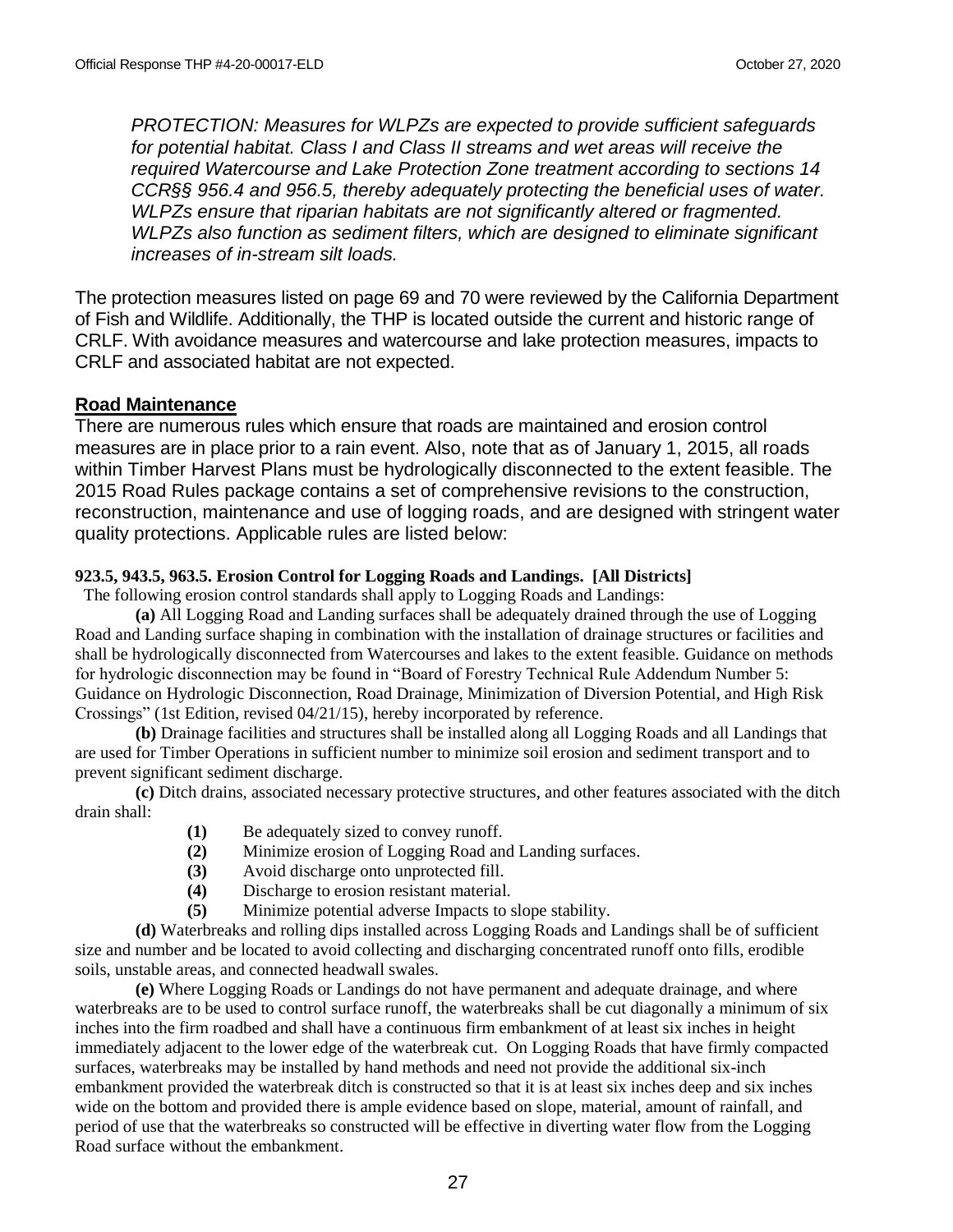*PROTECTION: Measures for WLPZs are expected to provide sufficient safeguards for potential habitat. Class I and Class II streams and wet areas will receive the required Watercourse and Lake Protection Zone treatment according to sections 14 CCR§§ 956.4 and 956.5, thereby adequately protecting the beneficial uses of water. WLPZs ensure that riparian habitats are not significantly altered or fragmented. WLPZs also function as sediment filters, which are designed to eliminate significant increases of in-stream silt loads.*

The protection measures listed on page 69 and 70 were reviewed by the California Department of Fish and Wildlife. Additionally, the THP is located outside the current and historic range of CRLF. With avoidance measures and watercourse and lake protection measures, impacts to CRLF and associated habitat are not expected.

## Road Maintenance

There are numerous rules which ensure that roads are maintained and erosion control measures are in place prior to a rain event. Also, note that as of January 1, 2015, all roads within Timber Harvest Plans must be hydrologically disconnected to the extent feasible. The 2015 Road Rules package contains a set of comprehensive revisions to the construction, reconstruction, maintenance and use of logging roads, and are designed with stringent water quality protections. Applicable rules are listed below:

**923.5, 943.5, 963.5. Erosion Control for Logging Roads and Landings. [All Districts]**

The following erosion control standards shall apply to Logging Roads and Landings:

**(a)** All Logging Road and Landing surfaces shall be adequately drained through the use of Logging Road and Landing surface shaping in combination with the installation of drainage structures or facilities and shall be hydrologically disconnected from Watercourses and lakes to the extent feasible. Guidance on methods for hydrologic disconnection may be found in "Board of Forestry Technical Rule Addendum Number 5: Guidance on Hydrologic Disconnection, Road Drainage, Minimization of Diversion Potential, and High Risk Crossings" (1st Edition, revised 04/21/15), hereby incorporated by reference.

**(b)** Drainage facilities and structures shall be installed along all Logging Roads and all Landings that are used for Timber Operations in sufficient number to minimize soil erosion and sediment transport and to prevent significant sediment discharge.

**(c)** Ditch drains, associated necessary protective structures, and other features associated with the ditch drain shall:

- **(1)** Be adequately sized to convey runoff.
- **(2)** Minimize erosion of Logging Road and Landing surfaces.
- **(3)** Avoid discharge onto unprotected fill.
- **(4)** Discharge to erosion resistant material.
- **(5)** Minimize potential adverse Impacts to slope stability.

**(d)** Waterbreaks and rolling dips installed across Logging Roads and Landings shall be of sufficient size and number and be located to avoid collecting and discharging concentrated runoff onto fills, erodible soils, unstable areas, and connected headwall swales.

**(e)** Where Logging Roads or Landings do not have permanent and adequate drainage, and where waterbreaks are to be used to control surface runoff, the waterbreaks shall be cut diagonally a minimum of six inches into the firm roadbed and shall have a continuous firm embankment of at least six inches in height immediately adjacent to the lower edge of the waterbreak cut. On Logging Roads that have firmly compacted surfaces, waterbreaks may be installed by hand methods and need not provide the additional six-inch embankment provided the waterbreak ditch is constructed so that it is at least six inches deep and six inches wide on the bottom and provided there is ample evidence based on slope, material, amount of rainfall, and period of use that the waterbreaks so constructed will be effective in diverting water flow from the Logging Road surface without the embankment.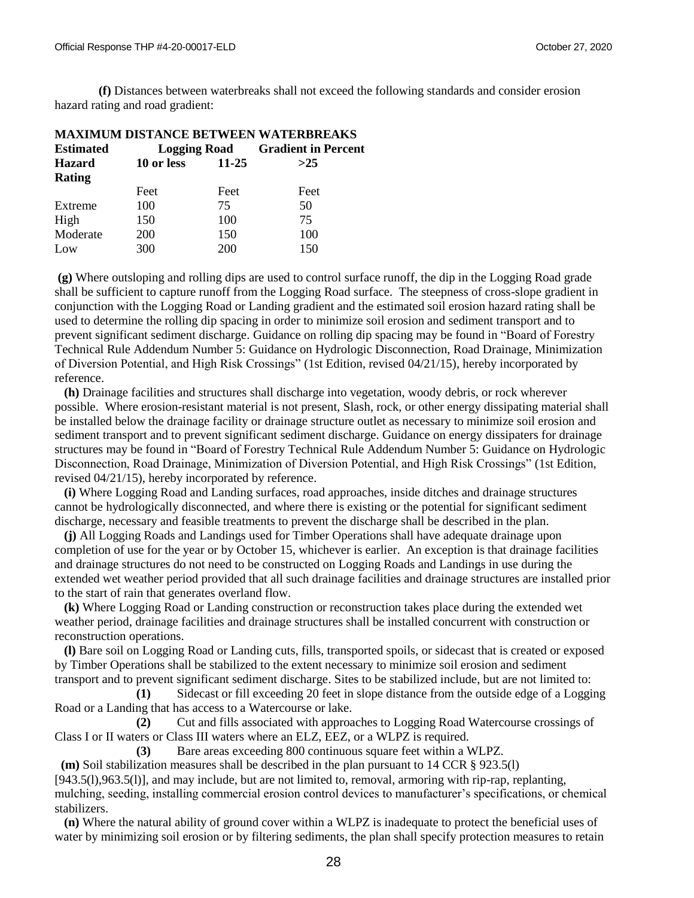**(f)** Distances between waterbreaks shall not exceed the following standards and consider erosion hazard rating and road gradient:

**MAXIMUM DISTANCE BETWEEN WATERBREAKS**

| **Estimated Hazard Rating** | **Logging Road Gradient in Percent** | | |
|---|---|---|---|
| | **10 or less** | **11-25** | **>25** |
| | Feet | Feet | Feet |
| Extreme | 100 | 75 | 50 |
| High | 150 | 100 | 75 |
| Moderate | 200 | 150 | 100 |
| Low | 300 | 200 | 150 |

**(g)** Where outsloping and rolling dips are used to control surface runoff, the dip in the Logging Road grade shall be sufficient to capture runoff from the Logging Road surface. The steepness of cross-slope gradient in conjunction with the Logging Road or Landing gradient and the estimated soil erosion hazard rating shall be used to determine the rolling dip spacing in order to minimize soil erosion and sediment transport and to prevent significant sediment discharge. Guidance on rolling dip spacing may be found in "Board of Forestry Technical Rule Addendum Number 5: Guidance on Hydrologic Disconnection, Road Drainage, Minimization of Diversion Potential, and High Risk Crossings" (1st Edition, revised 04/21/15), hereby incorporated by reference.

**(h)** Drainage facilities and structures shall discharge into vegetation, woody debris, or rock wherever possible. Where erosion-resistant material is not present, Slash, rock, or other energy dissipating material shall be installed below the drainage facility or drainage structure outlet as necessary to minimize soil erosion and sediment transport and to prevent significant sediment discharge. Guidance on energy dissipaters for drainage structures may be found in "Board of Forestry Technical Rule Addendum Number 5: Guidance on Hydrologic Disconnection, Road Drainage, Minimization of Diversion Potential, and High Risk Crossings" (1st Edition, revised 04/21/15), hereby incorporated by reference.

**(i)** Where Logging Road and Landing surfaces, road approaches, inside ditches and drainage structures cannot be hydrologically disconnected, and where there is existing or the potential for significant sediment discharge, necessary and feasible treatments to prevent the discharge shall be described in the plan.

**(j)** All Logging Roads and Landings used for Timber Operations shall have adequate drainage upon completion of use for the year or by October 15, whichever is earlier. An exception is that drainage facilities and drainage structures do not need to be constructed on Logging Roads and Landings in use during the extended wet weather period provided that all such drainage facilities and drainage structures are installed prior to the start of rain that generates overland flow.

**(k)** Where Logging Road or Landing construction or reconstruction takes place during the extended wet weather period, drainage facilities and drainage structures shall be installed concurrent with construction or reconstruction operations.

**(l)** Bare soil on Logging Road or Landing cuts, fills, transported spoils, or sidecast that is created or exposed by Timber Operations shall be stabilized to the extent necessary to minimize soil erosion and sediment transport and to prevent significant sediment discharge. Sites to be stabilized include, but are not limited to:

**(1)** Sidecast or fill exceeding 20 feet in slope distance from the outside edge of a Logging Road or a Landing that has access to a Watercourse or lake.

**(2)** Cut and fills associated with approaches to Logging Road Watercourse crossings of Class I or II waters or Class III waters where an ELZ, EEZ, or a WLPZ is required.

**(3)** Bare areas exceeding 800 continuous square feet within a WLPZ.

**(m)** Soil stabilization measures shall be described in the plan pursuant to 14 CCR § 923.5(l) [943.5(l),963.5(l)], and may include, but are not limited to, removal, armoring with rip-rap, replanting, mulching, seeding, installing commercial erosion control devices to manufacturer's specifications, or chemical stabilizers.

**(n)** Where the natural ability of ground cover within a WLPZ is inadequate to protect the beneficial uses of water by minimizing soil erosion or by filtering sediments, the plan shall specify protection measures to retain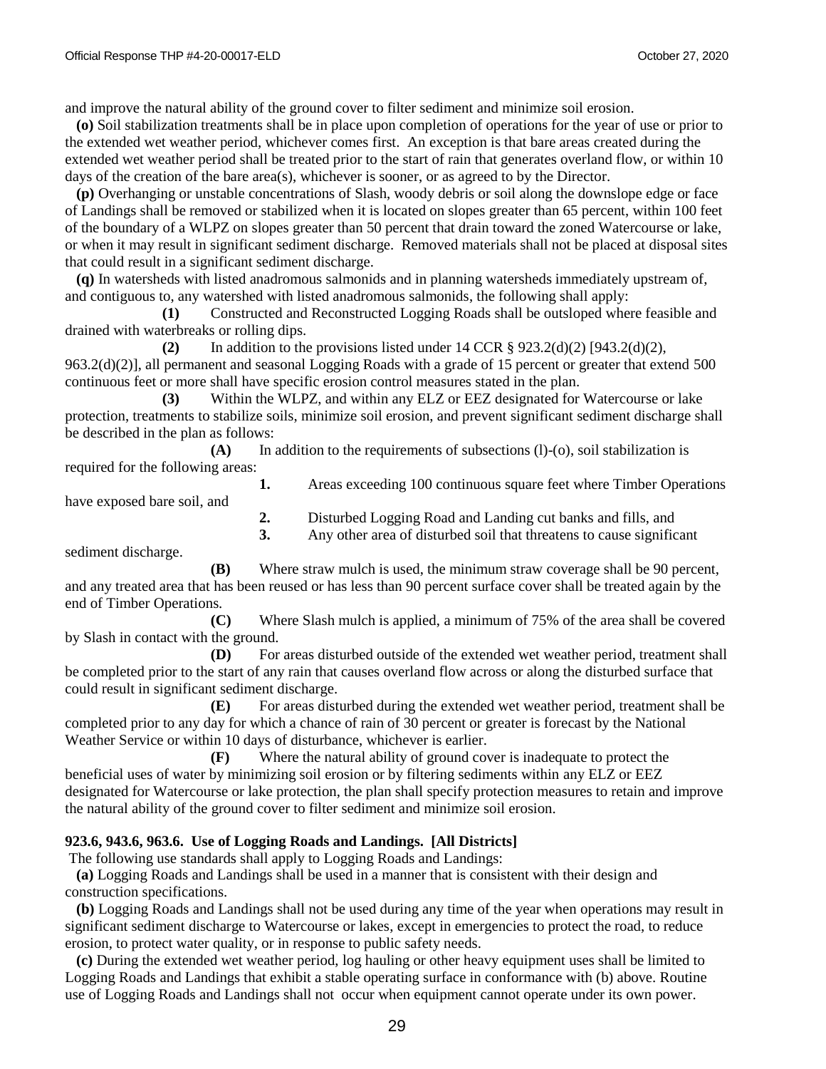and improve the natural ability of the ground cover to filter sediment and minimize soil erosion.

**(o)** Soil stabilization treatments shall be in place upon completion of operations for the year of use or prior to the extended wet weather period, whichever comes first. An exception is that bare areas created during the extended wet weather period shall be treated prior to the start of rain that generates overland flow, or within 10 days of the creation of the bare area(s), whichever is sooner, or as agreed to by the Director.

**(p)** Overhanging or unstable concentrations of Slash, woody debris or soil along the downslope edge or face of Landings shall be removed or stabilized when it is located on slopes greater than 65 percent, within 100 feet of the boundary of a WLPZ on slopes greater than 50 percent that drain toward the zoned Watercourse or lake, or when it may result in significant sediment discharge. Removed materials shall not be placed at disposal sites that could result in a significant sediment discharge.

**(q)** In watersheds with listed anadromous salmonids and in planning watersheds immediately upstream of, and contiguous to, any watershed with listed anadromous salmonids, the following shall apply:

**(1)** Constructed and Reconstructed Logging Roads shall be outsloped where feasible and drained with waterbreaks or rolling dips.

**(2)** In addition to the provisions listed under 14 CCR § 923.2(d)(2) [943.2(d)(2), 963.2(d)(2)], all permanent and seasonal Logging Roads with a grade of 15 percent or greater that extend 500 continuous feet or more shall have specific erosion control measures stated in the plan.

**(3)** Within the WLPZ, and within any ELZ or EEZ designated for Watercourse or lake protection, treatments to stabilize soils, minimize soil erosion, and prevent significant sediment discharge shall be described in the plan as follows:

**(A)** In addition to the requirements of subsections (l)-(o), soil stabilization is required for the following areas:

**1.** Areas exceeding 100 continuous square feet where Timber Operations have exposed bare soil, and

**2.** Disturbed Logging Road and Landing cut banks and fills, and

**3.** Any other area of disturbed soil that threatens to cause significant sediment discharge.

**(B)** Where straw mulch is used, the minimum straw coverage shall be 90 percent, and any treated area that has been reused or has less than 90 percent surface cover shall be treated again by the end of Timber Operations.

**(C)** Where Slash mulch is applied, a minimum of 75% of the area shall be covered by Slash in contact with the ground.

**(D)** For areas disturbed outside of the extended wet weather period, treatment shall be completed prior to the start of any rain that causes overland flow across or along the disturbed surface that could result in significant sediment discharge.

**(E)** For areas disturbed during the extended wet weather period, treatment shall be completed prior to any day for which a chance of rain of 30 percent or greater is forecast by the National Weather Service or within 10 days of disturbance, whichever is earlier.

**(F)** Where the natural ability of ground cover is inadequate to protect the beneficial uses of water by minimizing soil erosion or by filtering sediments within any ELZ or EEZ designated for Watercourse or lake protection, the plan shall specify protection measures to retain and improve the natural ability of the ground cover to filter sediment and minimize soil erosion.

**923.6, 943.6, 963.6. Use of Logging Roads and Landings. [All Districts]**

The following use standards shall apply to Logging Roads and Landings:

**(a)** Logging Roads and Landings shall be used in a manner that is consistent with their design and construction specifications.

**(b)** Logging Roads and Landings shall not be used during any time of the year when operations may result in significant sediment discharge to Watercourse or lakes, except in emergencies to protect the road, to reduce erosion, to protect water quality, or in response to public safety needs.

**(c)** During the extended wet weather period, log hauling or other heavy equipment uses shall be limited to Logging Roads and Landings that exhibit a stable operating surface in conformance with (b) above. Routine use of Logging Roads and Landings shall not occur when equipment cannot operate under its own power.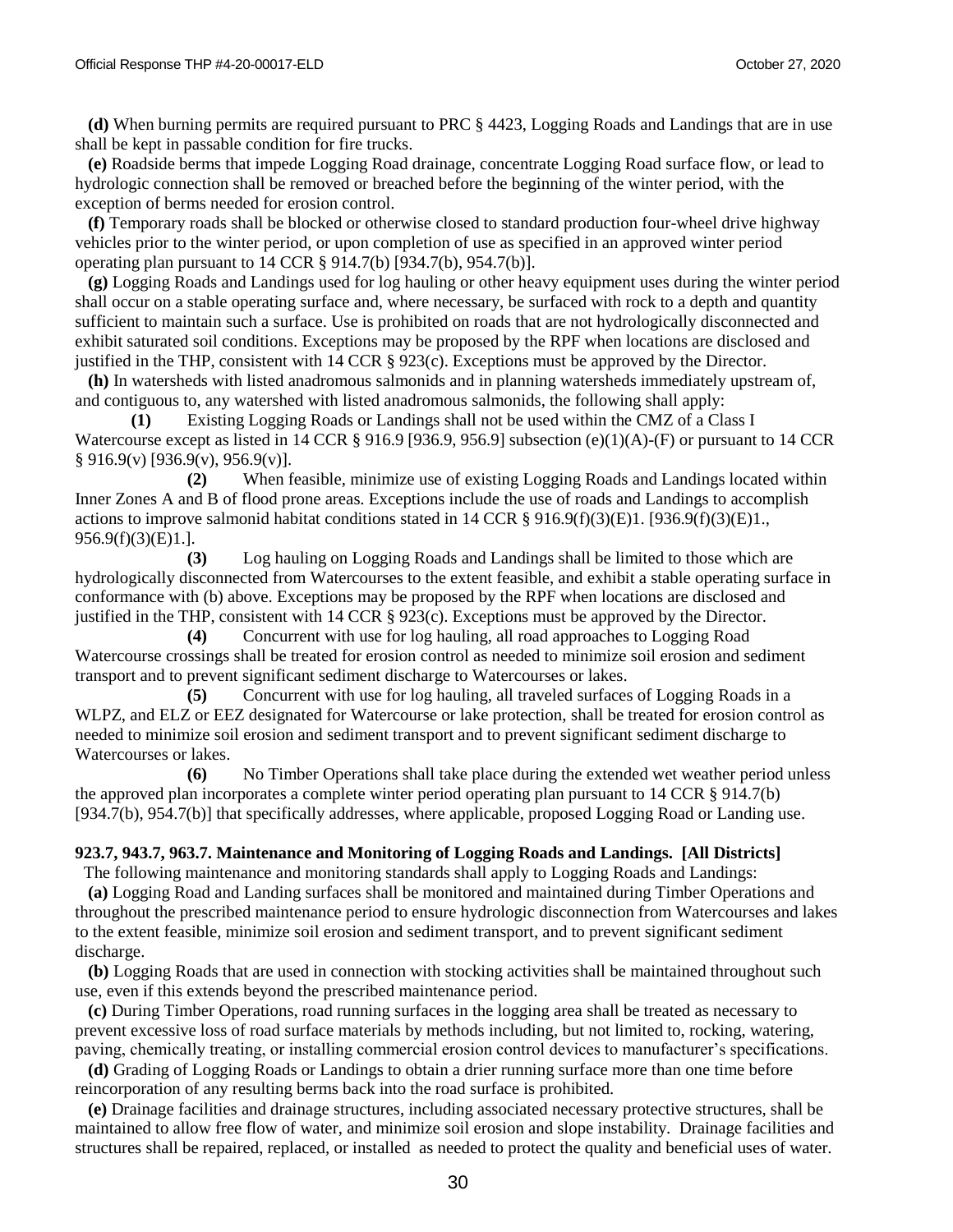**(d)** When burning permits are required pursuant to PRC § 4423, Logging Roads and Landings that are in use shall be kept in passable condition for fire trucks.

**(e)** Roadside berms that impede Logging Road drainage, concentrate Logging Road surface flow, or lead to hydrologic connection shall be removed or breached before the beginning of the winter period, with the exception of berms needed for erosion control.

**(f)** Temporary roads shall be blocked or otherwise closed to standard production four-wheel drive highway vehicles prior to the winter period, or upon completion of use as specified in an approved winter period operating plan pursuant to 14 CCR § 914.7(b) [934.7(b), 954.7(b)].

**(g)** Logging Roads and Landings used for log hauling or other heavy equipment uses during the winter period shall occur on a stable operating surface and, where necessary, be surfaced with rock to a depth and quantity sufficient to maintain such a surface. Use is prohibited on roads that are not hydrologically disconnected and exhibit saturated soil conditions. Exceptions may be proposed by the RPF when locations are disclosed and justified in the THP, consistent with 14 CCR § 923(c). Exceptions must be approved by the Director.

**(h)** In watersheds with listed anadromous salmonids and in planning watersheds immediately upstream of, and contiguous to, any watershed with listed anadromous salmonids, the following shall apply:

**(1)** Existing Logging Roads or Landings shall not be used within the CMZ of a Class I Watercourse except as listed in 14 CCR § 916.9 [936.9, 956.9] subsection (e)(1)(A)-(F) or pursuant to 14 CCR § 916.9(v) [936.9(v), 956.9(v)].

**(2)** When feasible, minimize use of existing Logging Roads and Landings located within Inner Zones A and B of flood prone areas. Exceptions include the use of roads and Landings to accomplish actions to improve salmonid habitat conditions stated in 14 CCR § 916.9(f)(3)(E)1. [936.9(f)(3)(E)1., 956.9(f)(3)(E)1.].

**(3)** Log hauling on Logging Roads and Landings shall be limited to those which are hydrologically disconnected from Watercourses to the extent feasible, and exhibit a stable operating surface in conformance with (b) above. Exceptions may be proposed by the RPF when locations are disclosed and justified in the THP, consistent with 14 CCR § 923(c). Exceptions must be approved by the Director.

**(4)** Concurrent with use for log hauling, all road approaches to Logging Road Watercourse crossings shall be treated for erosion control as needed to minimize soil erosion and sediment transport and to prevent significant sediment discharge to Watercourses or lakes.

**(5)** Concurrent with use for log hauling, all traveled surfaces of Logging Roads in a WLPZ, and ELZ or EEZ designated for Watercourse or lake protection, shall be treated for erosion control as needed to minimize soil erosion and sediment transport and to prevent significant sediment discharge to Watercourses or lakes.

**(6)** No Timber Operations shall take place during the extended wet weather period unless the approved plan incorporates a complete winter period operating plan pursuant to 14 CCR § 914.7(b) [934.7(b), 954.7(b)] that specifically addresses, where applicable, proposed Logging Road or Landing use.

**923.7, 943.7, 963.7. Maintenance and Monitoring of Logging Roads and Landings. [All Districts]**

The following maintenance and monitoring standards shall apply to Logging Roads and Landings:

**(a)** Logging Road and Landing surfaces shall be monitored and maintained during Timber Operations and throughout the prescribed maintenance period to ensure hydrologic disconnection from Watercourses and lakes to the extent feasible, minimize soil erosion and sediment transport, and to prevent significant sediment discharge.

**(b)** Logging Roads that are used in connection with stocking activities shall be maintained throughout such use, even if this extends beyond the prescribed maintenance period.

**(c)** During Timber Operations, road running surfaces in the logging area shall be treated as necessary to prevent excessive loss of road surface materials by methods including, but not limited to, rocking, watering, paving, chemically treating, or installing commercial erosion control devices to manufacturer's specifications.

**(d)** Grading of Logging Roads or Landings to obtain a drier running surface more than one time before reincorporation of any resulting berms back into the road surface is prohibited.

**(e)** Drainage facilities and drainage structures, including associated necessary protective structures, shall be maintained to allow free flow of water, and minimize soil erosion and slope instability. Drainage facilities and structures shall be repaired, replaced, or installed as needed to protect the quality and beneficial uses of water.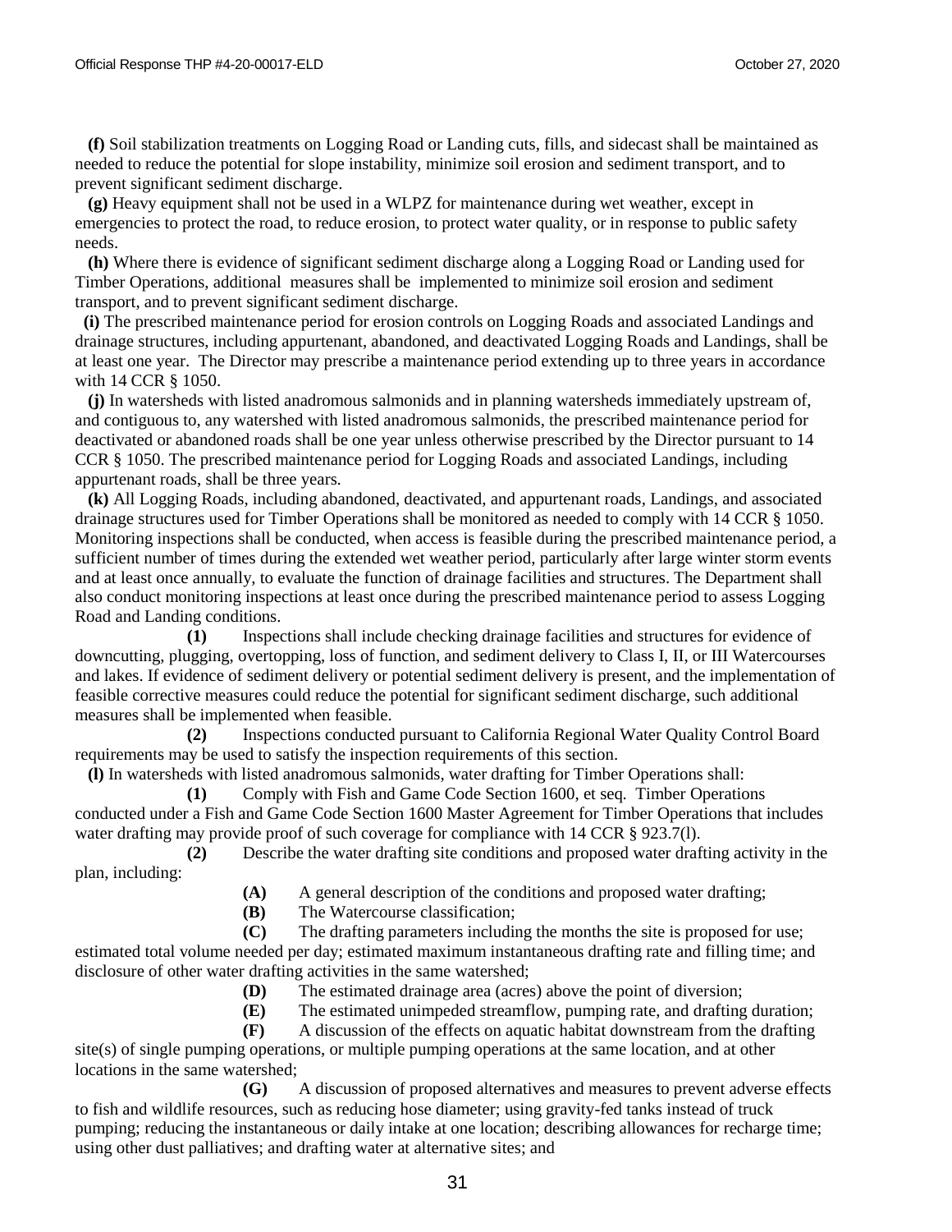**(f)** Soil stabilization treatments on Logging Road or Landing cuts, fills, and sidecast shall be maintained as needed to reduce the potential for slope instability, minimize soil erosion and sediment transport, and to prevent significant sediment discharge.

**(g)** Heavy equipment shall not be used in a WLPZ for maintenance during wet weather, except in emergencies to protect the road, to reduce erosion, to protect water quality, or in response to public safety needs.

**(h)** Where there is evidence of significant sediment discharge along a Logging Road or Landing used for Timber Operations, additional measures shall be implemented to minimize soil erosion and sediment transport, and to prevent significant sediment discharge.

**(i)** The prescribed maintenance period for erosion controls on Logging Roads and associated Landings and drainage structures, including appurtenant, abandoned, and deactivated Logging Roads and Landings, shall be at least one year. The Director may prescribe a maintenance period extending up to three years in accordance with 14 CCR § 1050.

**(j)** In watersheds with listed anadromous salmonids and in planning watersheds immediately upstream of, and contiguous to, any watershed with listed anadromous salmonids, the prescribed maintenance period for deactivated or abandoned roads shall be one year unless otherwise prescribed by the Director pursuant to 14 CCR § 1050. The prescribed maintenance period for Logging Roads and associated Landings, including appurtenant roads, shall be three years.

**(k)** All Logging Roads, including abandoned, deactivated, and appurtenant roads, Landings, and associated drainage structures used for Timber Operations shall be monitored as needed to comply with 14 CCR § 1050. Monitoring inspections shall be conducted, when access is feasible during the prescribed maintenance period, a sufficient number of times during the extended wet weather period, particularly after large winter storm events and at least once annually, to evaluate the function of drainage facilities and structures. The Department shall also conduct monitoring inspections at least once during the prescribed maintenance period to assess Logging Road and Landing conditions.

**(1)** Inspections shall include checking drainage facilities and structures for evidence of downcutting, plugging, overtopping, loss of function, and sediment delivery to Class I, II, or III Watercourses and lakes. If evidence of sediment delivery or potential sediment delivery is present, and the implementation of feasible corrective measures could reduce the potential for significant sediment discharge, such additional measures shall be implemented when feasible.

**(2)** Inspections conducted pursuant to California Regional Water Quality Control Board requirements may be used to satisfy the inspection requirements of this section.

**(l)** In watersheds with listed anadromous salmonids, water drafting for Timber Operations shall:

**(1)** Comply with Fish and Game Code Section 1600, et seq. Timber Operations conducted under a Fish and Game Code Section 1600 Master Agreement for Timber Operations that includes water drafting may provide proof of such coverage for compliance with 14 CCR § 923.7(l).

**(2)** Describe the water drafting site conditions and proposed water drafting activity in the plan, including:

**(A)** A general description of the conditions and proposed water drafting;

**(B)** The Watercourse classification;

**(C)** The drafting parameters including the months the site is proposed for use; estimated total volume needed per day; estimated maximum instantaneous drafting rate and filling time; and disclosure of other water drafting activities in the same watershed;

**(D)** The estimated drainage area (acres) above the point of diversion;

**(E)** The estimated unimpeded streamflow, pumping rate, and drafting duration;

**(F)** A discussion of the effects on aquatic habitat downstream from the drafting site(s) of single pumping operations, or multiple pumping operations at the same location, and at other locations in the same watershed;

**(G)** A discussion of proposed alternatives and measures to prevent adverse effects to fish and wildlife resources, such as reducing hose diameter; using gravity-fed tanks instead of truck pumping; reducing the instantaneous or daily intake at one location; describing allowances for recharge time; using other dust palliatives; and drafting water at alternative sites; and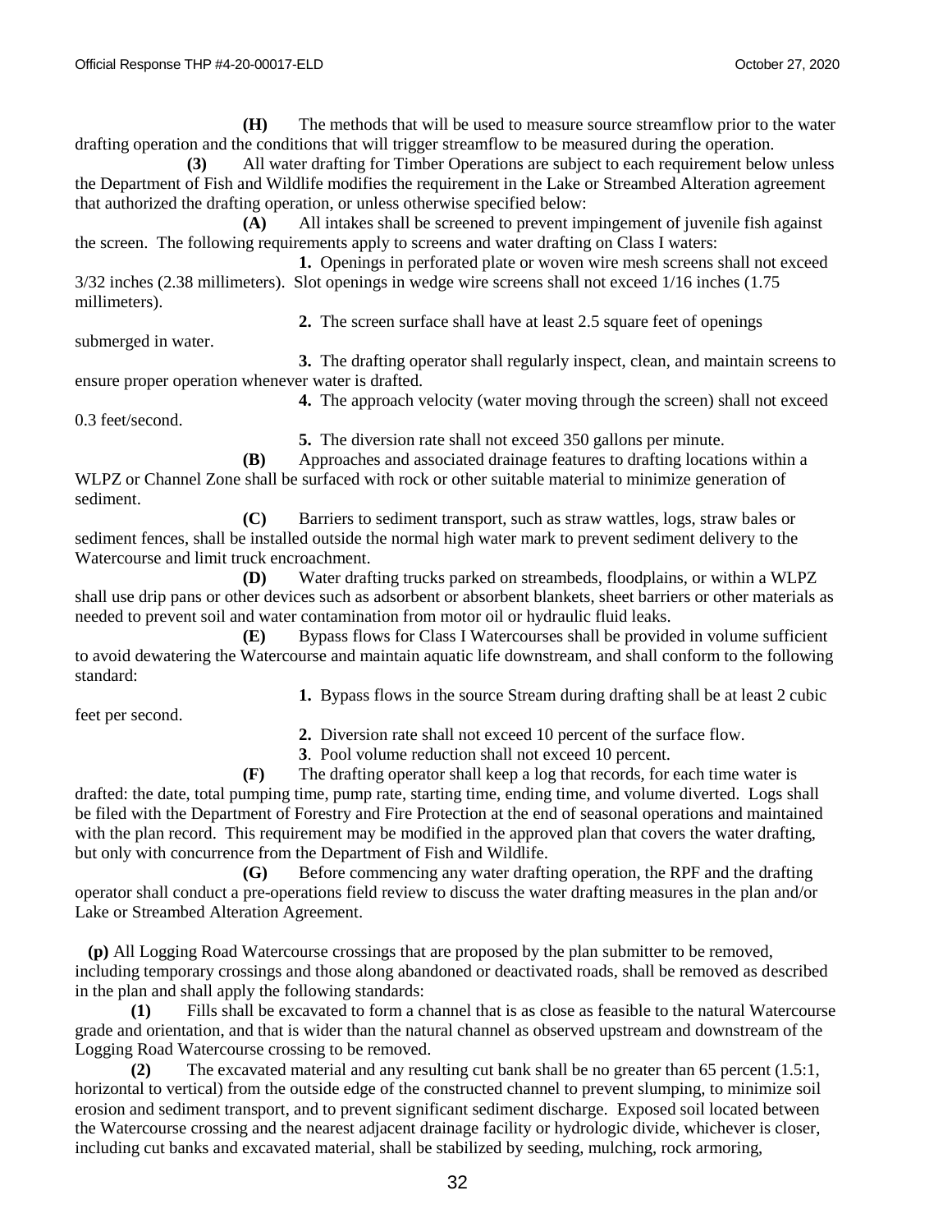**(H)** The methods that will be used to measure source streamflow prior to the water drafting operation and the conditions that will trigger streamflow to be measured during the operation.

**(3)** All water drafting for Timber Operations are subject to each requirement below unless the Department of Fish and Wildlife modifies the requirement in the Lake or Streambed Alteration agreement that authorized the drafting operation, or unless otherwise specified below:

**(A)** All intakes shall be screened to prevent impingement of juvenile fish against the screen. The following requirements apply to screens and water drafting on Class I waters:

**1.** Openings in perforated plate or woven wire mesh screens shall not exceed 3/32 inches (2.38 millimeters). Slot openings in wedge wire screens shall not exceed 1/16 inches (1.75 millimeters).

**2.** The screen surface shall have at least 2.5 square feet of openings submerged in water.

**3.** The drafting operator shall regularly inspect, clean, and maintain screens to ensure proper operation whenever water is drafted.

**4.** The approach velocity (water moving through the screen) shall not exceed 0.3 feet/second.

**5.** The diversion rate shall not exceed 350 gallons per minute.

**(B)** Approaches and associated drainage features to drafting locations within a WLPZ or Channel Zone shall be surfaced with rock or other suitable material to minimize generation of sediment.

**(C)** Barriers to sediment transport, such as straw wattles, logs, straw bales or sediment fences, shall be installed outside the normal high water mark to prevent sediment delivery to the Watercourse and limit truck encroachment.

**(D)** Water drafting trucks parked on streambeds, floodplains, or within a WLPZ shall use drip pans or other devices such as adsorbent or absorbent blankets, sheet barriers or other materials as needed to prevent soil and water contamination from motor oil or hydraulic fluid leaks.

**(E)** Bypass flows for Class I Watercourses shall be provided in volume sufficient to avoid dewatering the Watercourse and maintain aquatic life downstream, and shall conform to the following standard:

**1.** Bypass flows in the source Stream during drafting shall be at least 2 cubic feet per second.

**2.** Diversion rate shall not exceed 10 percent of the surface flow.

**3**. Pool volume reduction shall not exceed 10 percent.

**(F)** The drafting operator shall keep a log that records, for each time water is drafted: the date, total pumping time, pump rate, starting time, ending time, and volume diverted. Logs shall be filed with the Department of Forestry and Fire Protection at the end of seasonal operations and maintained with the plan record. This requirement may be modified in the approved plan that covers the water drafting, but only with concurrence from the Department of Fish and Wildlife.

**(G)** Before commencing any water drafting operation, the RPF and the drafting operator shall conduct a pre-operations field review to discuss the water drafting measures in the plan and/or Lake or Streambed Alteration Agreement.

**(p)** All Logging Road Watercourse crossings that are proposed by the plan submitter to be removed, including temporary crossings and those along abandoned or deactivated roads, shall be removed as described in the plan and shall apply the following standards:

**(1)** Fills shall be excavated to form a channel that is as close as feasible to the natural Watercourse grade and orientation, and that is wider than the natural channel as observed upstream and downstream of the Logging Road Watercourse crossing to be removed.

**(2)** The excavated material and any resulting cut bank shall be no greater than 65 percent (1.5:1, horizontal to vertical) from the outside edge of the constructed channel to prevent slumping, to minimize soil erosion and sediment transport, and to prevent significant sediment discharge. Exposed soil located between the Watercourse crossing and the nearest adjacent drainage facility or hydrologic divide, whichever is closer, including cut banks and excavated material, shall be stabilized by seeding, mulching, rock armoring,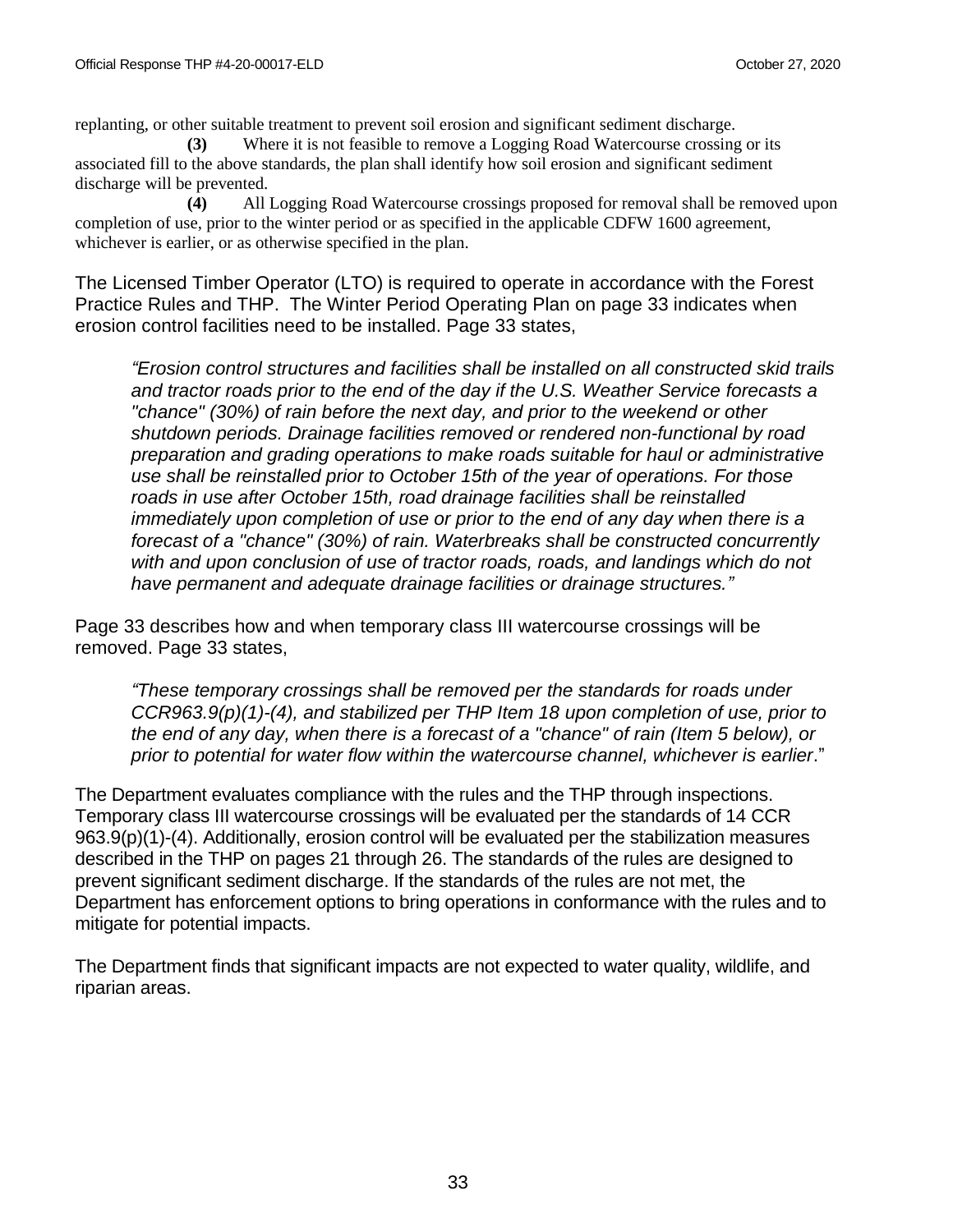replanting, or other suitable treatment to prevent soil erosion and significant sediment discharge.

**(3)** Where it is not feasible to remove a Logging Road Watercourse crossing or its associated fill to the above standards, the plan shall identify how soil erosion and significant sediment discharge will be prevented.

**(4)** All Logging Road Watercourse crossings proposed for removal shall be removed upon completion of use, prior to the winter period or as specified in the applicable CDFW 1600 agreement, whichever is earlier, or as otherwise specified in the plan.

The Licensed Timber Operator (LTO) is required to operate in accordance with the Forest Practice Rules and THP. The Winter Period Operating Plan on page 33 indicates when erosion control facilities need to be installed. Page 33 states,

> *"Erosion control structures and facilities shall be installed on all constructed skid trails and tractor roads prior to the end of the day if the U.S. Weather Service forecasts a "chance" (30%) of rain before the next day, and prior to the weekend or other shutdown periods. Drainage facilities removed or rendered non-functional by road preparation and grading operations to make roads suitable for haul or administrative use shall be reinstalled prior to October 15th of the year of operations. For those roads in use after October 15th, road drainage facilities shall be reinstalled immediately upon completion of use or prior to the end of any day when there is a forecast of a "chance" (30%) of rain. Waterbreaks shall be constructed concurrently with and upon conclusion of use of tractor roads, roads, and landings which do not have permanent and adequate drainage facilities or drainage structures."*

Page 33 describes how and when temporary class III watercourse crossings will be removed. Page 33 states,

> *"These temporary crossings shall be removed per the standards for roads under CCR963.9(p)(1)-(4), and stabilized per THP Item 18 upon completion of use, prior to the end of any day, when there is a forecast of a "chance" of rain (Item 5 below), or prior to potential for water flow within the watercourse channel, whichever is earlier*."

The Department evaluates compliance with the rules and the THP through inspections. Temporary class III watercourse crossings will be evaluated per the standards of 14 CCR 963.9(p)(1)-(4). Additionally, erosion control will be evaluated per the stabilization measures described in the THP on pages 21 through 26. The standards of the rules are designed to prevent significant sediment discharge. If the standards of the rules are not met, the Department has enforcement options to bring operations in conformance with the rules and to mitigate for potential impacts.

The Department finds that significant impacts are not expected to water quality, wildlife, and riparian areas.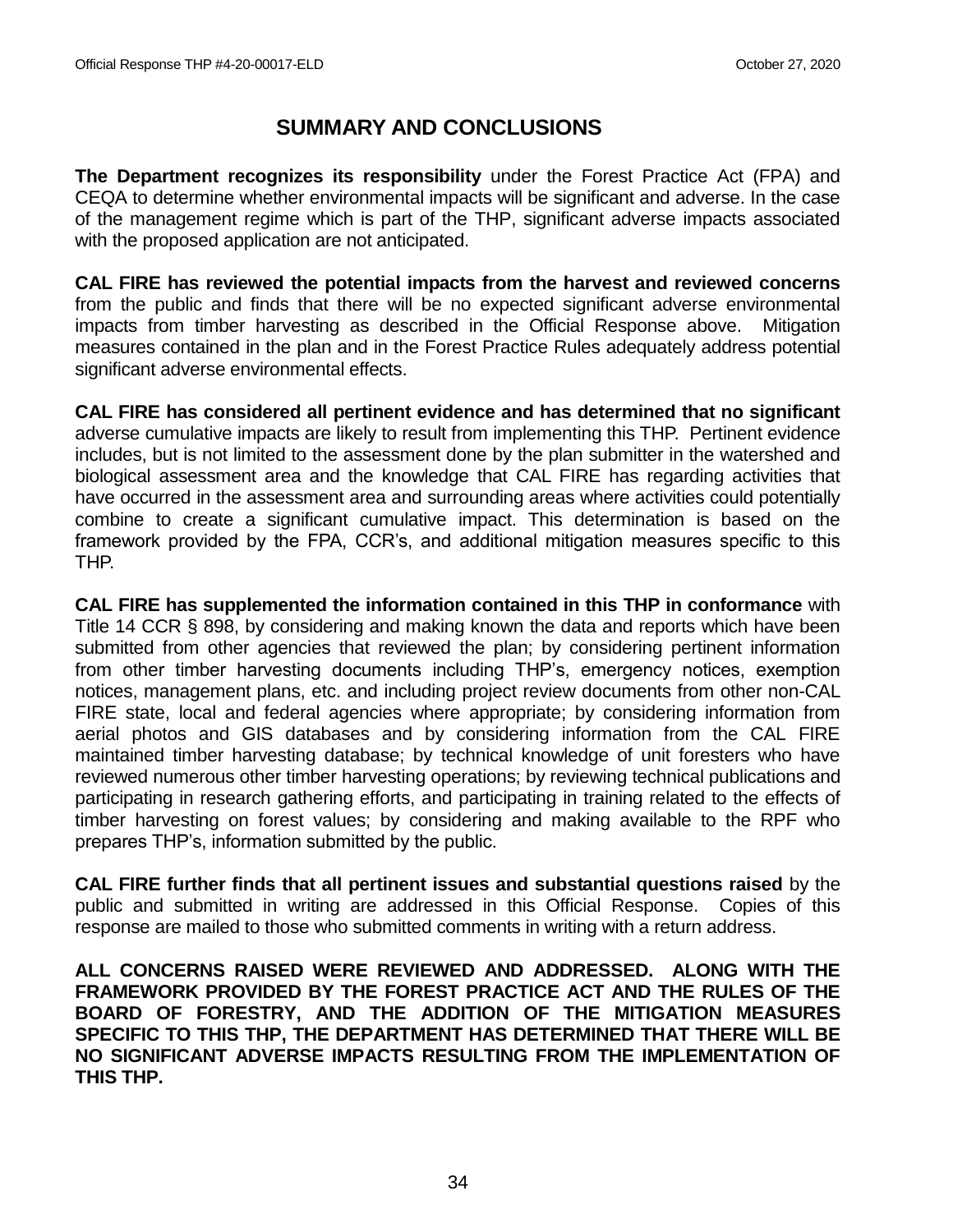# SUMMARY AND CONCLUSIONS

**The Department recognizes its responsibility** under the Forest Practice Act (FPA) and CEQA to determine whether environmental impacts will be significant and adverse. In the case of the management regime which is part of the THP, significant adverse impacts associated with the proposed application are not anticipated.

**CAL FIRE has reviewed the potential impacts from the harvest and reviewed concerns** from the public and finds that there will be no expected significant adverse environmental impacts from timber harvesting as described in the Official Response above. Mitigation measures contained in the plan and in the Forest Practice Rules adequately address potential significant adverse environmental effects.

**CAL FIRE has considered all pertinent evidence and has determined that no significant** adverse cumulative impacts are likely to result from implementing this THP. Pertinent evidence includes, but is not limited to the assessment done by the plan submitter in the watershed and biological assessment area and the knowledge that CAL FIRE has regarding activities that have occurred in the assessment area and surrounding areas where activities could potentially combine to create a significant cumulative impact. This determination is based on the framework provided by the FPA, CCR's, and additional mitigation measures specific to this THP.

**CAL FIRE has supplemented the information contained in this THP in conformance** with Title 14 CCR § 898, by considering and making known the data and reports which have been submitted from other agencies that reviewed the plan; by considering pertinent information from other timber harvesting documents including THP's, emergency notices, exemption notices, management plans, etc. and including project review documents from other non-CAL FIRE state, local and federal agencies where appropriate; by considering information from aerial photos and GIS databases and by considering information from the CAL FIRE maintained timber harvesting database; by technical knowledge of unit foresters who have reviewed numerous other timber harvesting operations; by reviewing technical publications and participating in research gathering efforts, and participating in training related to the effects of timber harvesting on forest values; by considering and making available to the RPF who prepares THP's, information submitted by the public.

**CAL FIRE further finds that all pertinent issues and substantial questions raised** by the public and submitted in writing are addressed in this Official Response. Copies of this response are mailed to those who submitted comments in writing with a return address.

**ALL CONCERNS RAISED WERE REVIEWED AND ADDRESSED. ALONG WITH THE FRAMEWORK PROVIDED BY THE FOREST PRACTICE ACT AND THE RULES OF THE BOARD OF FORESTRY, AND THE ADDITION OF THE MITIGATION MEASURES SPECIFIC TO THIS THP, THE DEPARTMENT HAS DETERMINED THAT THERE WILL BE NO SIGNIFICANT ADVERSE IMPACTS RESULTING FROM THE IMPLEMENTATION OF THIS THP.**